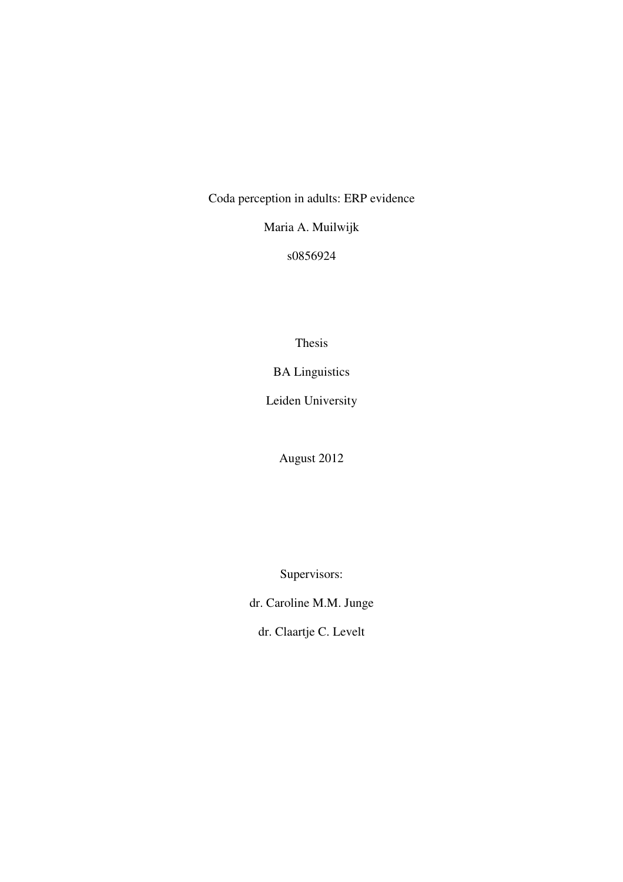Coda perception in adults: ERP evidence

Maria A. Muilwijk

s0856924

Thesis

BA Linguistics

Leiden University

August 2012

Supervisors:

dr. Caroline M.M. Junge

dr. Claartje C. Levelt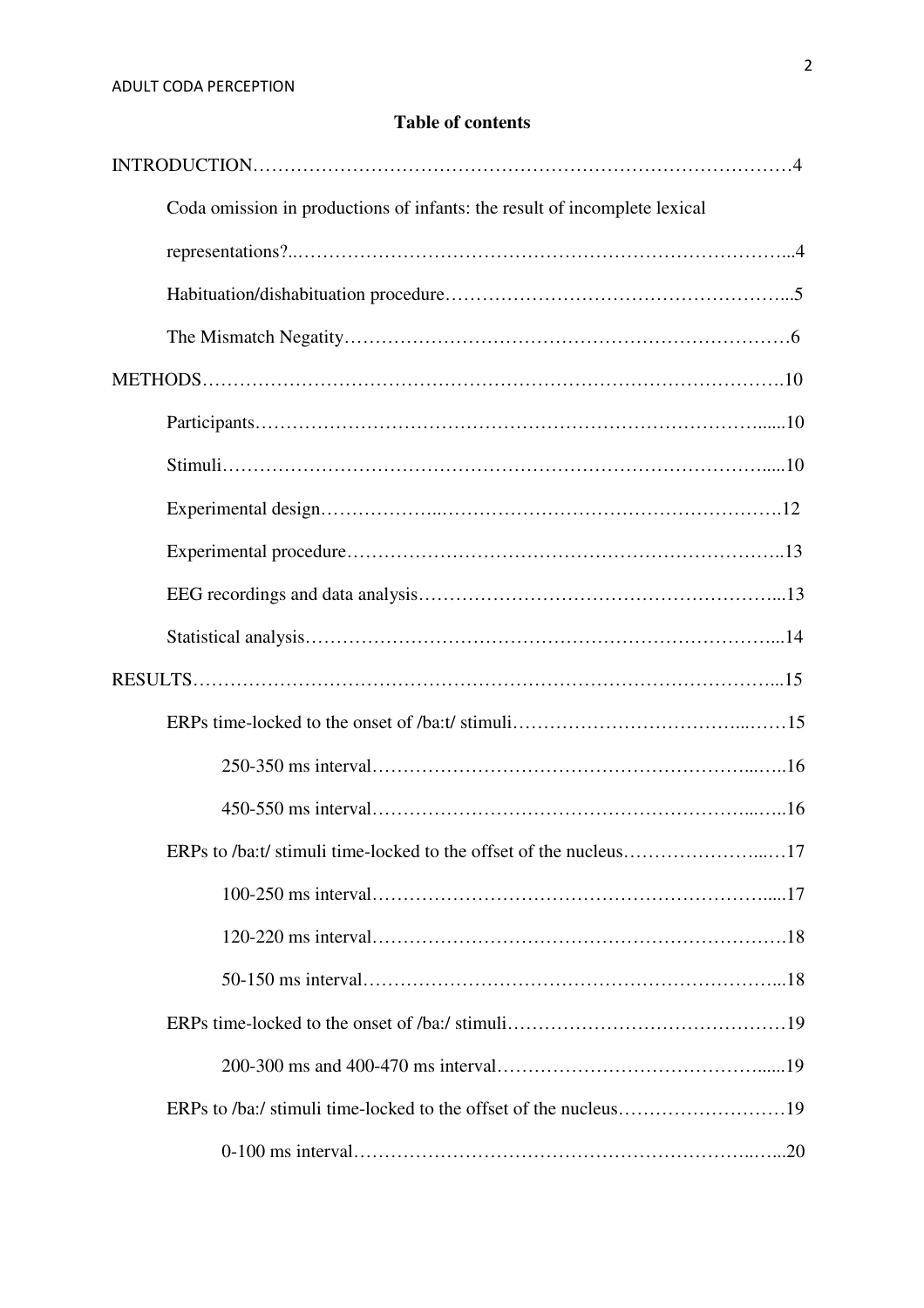## Table of contents

INTRODUCTION……………………………………………………………………………4

Coda omission in productions of infants: the result of incomplete lexical representations?..……………………………………………………………………...4

Habituation/dishabituation procedure………………………………………………...5

The Mismatch Negatity………………………………………………………………6

METHODS……………………………………………………………………………….10

Participants……………………………………………………………………......10

Stimuli……………………………………………………………………………....10

Experimental design………………..……………………………………………….12

Experimental procedure……………………………………………………………..13

EEG recordings and data analysis…………………………………………………...13

Statistical analysis…………………………………………………………………...14

RESULTS………………………………………………………………………………...15

ERPs time-locked to the onset of /ba:t/ stimuli………………………………...……15

250-350 ms interval……………………………………………………...…..16

450-550 ms interval……………………………………………………...…..16

ERPs to /ba:t/ stimuli time-locked to the offset of the nucleus…………………...…17

100-250 ms interval……………………………………………………….....17

120-220 ms interval………………………………………………………….18

50-150 ms interval…………………………………………………………...18

ERPs time-locked to the onset of /ba:/ stimuli………………………………………19

200-300 ms and 400-470 ms interval……………………………………......19

ERPs to /ba:/ stimuli time-locked to the offset of the nucleus………………………19

0-100 ms interval…………………………………………………………..…..20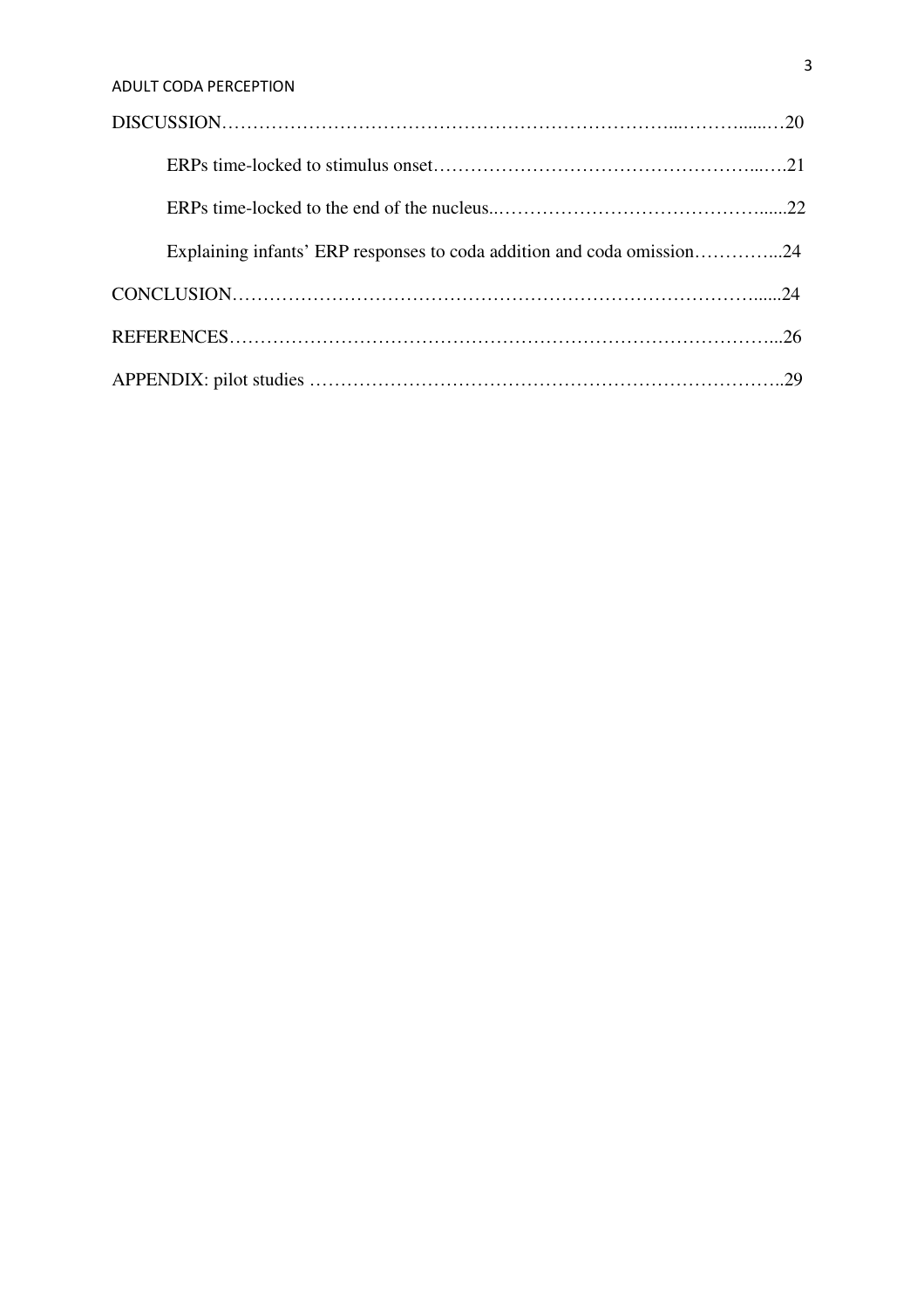DISCUSSION……………………………………………………………………...……….......…20

ERPs time-locked to stimulus onset……………………………………………...….21

ERPs time-locked to the end of the nucleus..…………………………………….....22

Explaining infants' ERP responses to coda addition and coda omission…………...24

CONCLUSION…………………………………………………………………………......24

REFERENCES……………………………………………………………………………...26

APPENDIX: pilot studies …………………………………………………………………..29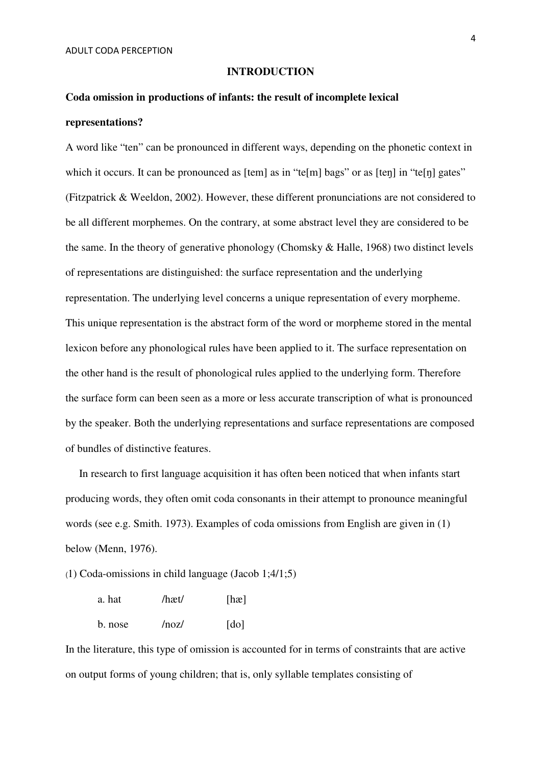# INTRODUCTION

**Coda omission in productions of infants: the result of incomplete lexical representations?**

A word like "ten" can be pronounced in different ways, depending on the phonetic context in which it occurs. It can be pronounced as [tem] as in "te[m] bags" or as [teŋ] in "te[ŋ] gates" (Fitzpatrick & Weeldon, 2002). However, these different pronunciations are not considered to be all different morphemes. On the contrary, at some abstract level they are considered to be the same. In the theory of generative phonology (Chomsky & Halle, 1968) two distinct levels of representations are distinguished: the surface representation and the underlying representation. The underlying level concerns a unique representation of every morpheme. This unique representation is the abstract form of the word or morpheme stored in the mental lexicon before any phonological rules have been applied to it. The surface representation on the other hand is the result of phonological rules applied to the underlying form. Therefore the surface form can been seen as a more or less accurate transcription of what is pronounced by the speaker. Both the underlying representations and surface representations are composed of bundles of distinctive features.

In research to first language acquisition it has often been noticed that when infants start producing words, they often omit coda consonants in their attempt to pronounce meaningful words (see e.g. Smith. 1973). Examples of coda omissions from English are given in (1) below (Menn, 1976).

(1) Coda-omissions in child language (Jacob 1;4/1;5)

| | | |
|---|---|---|
| a. hat | /hæt/ | [hæ] |
| b. nose | /noz/ | [do] |

In the literature, this type of omission is accounted for in terms of constraints that are active on output forms of young children; that is, only syllable templates consisting of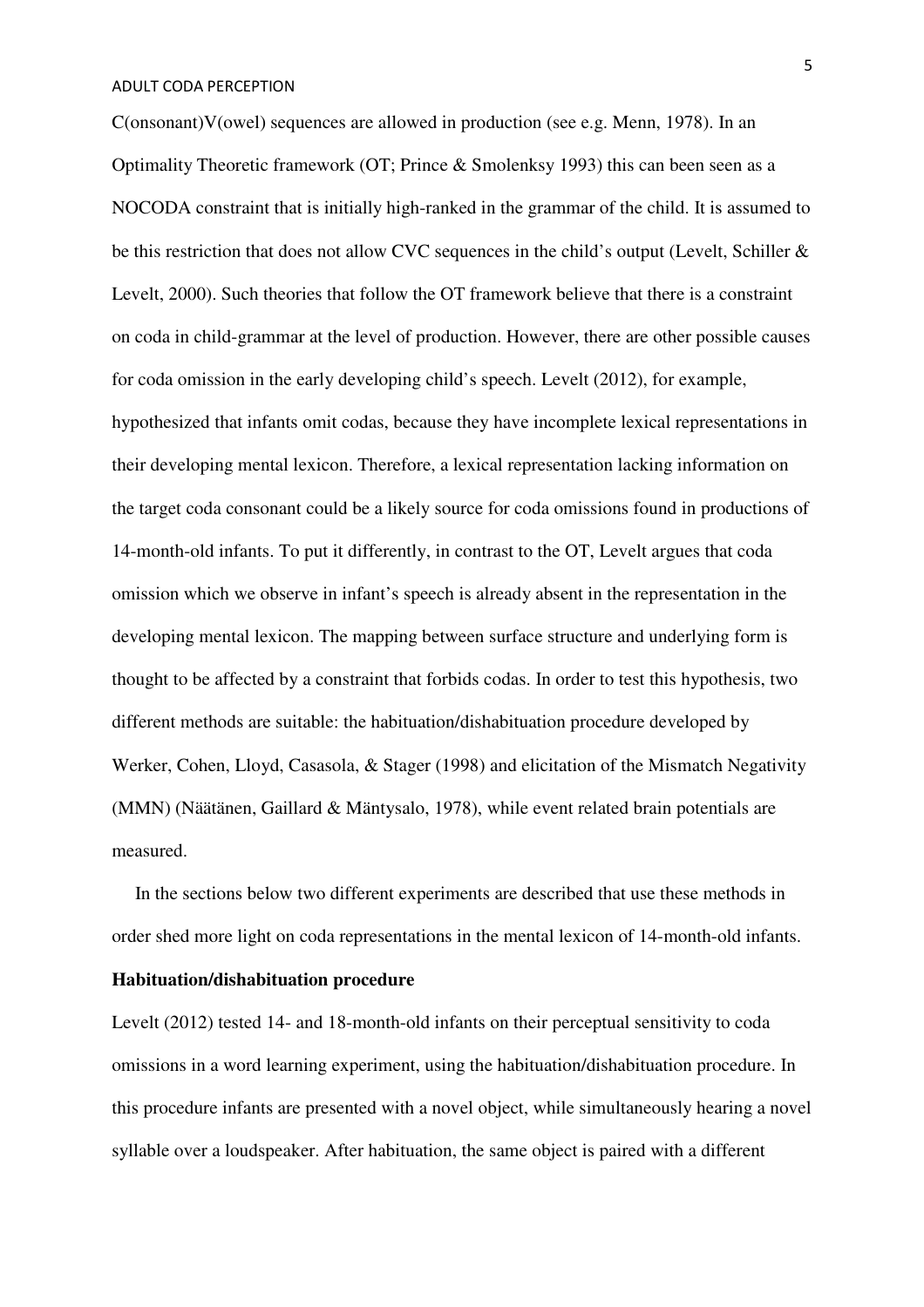C(onsonant)V(owel) sequences are allowed in production (see e.g. Menn, 1978). In an Optimality Theoretic framework (OT; Prince & Smolenksy 1993) this can been seen as a NOCODA constraint that is initially high-ranked in the grammar of the child. It is assumed to be this restriction that does not allow CVC sequences in the child's output (Levelt, Schiller & Levelt, 2000). Such theories that follow the OT framework believe that there is a constraint on coda in child-grammar at the level of production. However, there are other possible causes for coda omission in the early developing child's speech. Levelt (2012), for example, hypothesized that infants omit codas, because they have incomplete lexical representations in their developing mental lexicon. Therefore, a lexical representation lacking information on the target coda consonant could be a likely source for coda omissions found in productions of 14-month-old infants. To put it differently, in contrast to the OT, Levelt argues that coda omission which we observe in infant's speech is already absent in the representation in the developing mental lexicon. The mapping between surface structure and underlying form is thought to be affected by a constraint that forbids codas. In order to test this hypothesis, two different methods are suitable: the habituation/dishabituation procedure developed by Werker, Cohen, Lloyd, Casasola, & Stager (1998) and elicitation of the Mismatch Negativity (MMN) (Näätänen, Gaillard & Mäntysalo, 1978), while event related brain potentials are measured.

In the sections below two different experiments are described that use these methods in order shed more light on coda representations in the mental lexicon of 14-month-old infants.

**Habituation/dishabituation procedure**

Levelt (2012) tested 14- and 18-month-old infants on their perceptual sensitivity to coda omissions in a word learning experiment, using the habituation/dishabituation procedure. In this procedure infants are presented with a novel object, while simultaneously hearing a novel syllable over a loudspeaker. After habituation, the same object is paired with a different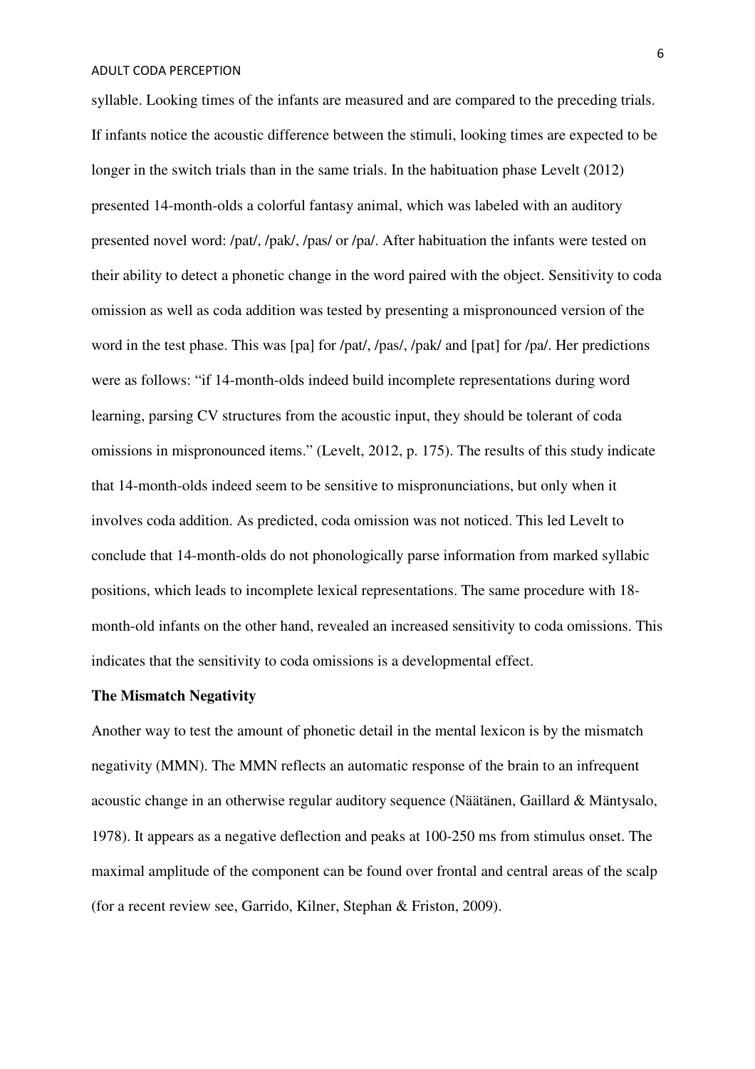syllable. Looking times of the infants are measured and are compared to the preceding trials. If infants notice the acoustic difference between the stimuli, looking times are expected to be longer in the switch trials than in the same trials. In the habituation phase Levelt (2012) presented 14-month-olds a colorful fantasy animal, which was labeled with an auditory presented novel word: /pat/, /pak/, /pas/ or /pa/. After habituation the infants were tested on their ability to detect a phonetic change in the word paired with the object. Sensitivity to coda omission as well as coda addition was tested by presenting a mispronounced version of the word in the test phase. This was [pa] for /pat/, /pas/, /pak/ and [pat] for /pa/. Her predictions were as follows: "if 14-month-olds indeed build incomplete representations during word learning, parsing CV structures from the acoustic input, they should be tolerant of coda omissions in mispronounced items." (Levelt, 2012, p. 175). The results of this study indicate that 14-month-olds indeed seem to be sensitive to mispronunciations, but only when it involves coda addition. As predicted, coda omission was not noticed. This led Levelt to conclude that 14-month-olds do not phonologically parse information from marked syllabic positions, which leads to incomplete lexical representations. The same procedure with 18-month-old infants on the other hand, revealed an increased sensitivity to coda omissions. This indicates that the sensitivity to coda omissions is a developmental effect.

**The Mismatch Negativity**

Another way to test the amount of phonetic detail in the mental lexicon is by the mismatch negativity (MMN). The MMN reflects an automatic response of the brain to an infrequent acoustic change in an otherwise regular auditory sequence (Näätänen, Gaillard & Mäntysalo, 1978). It appears as a negative deflection and peaks at 100-250 ms from stimulus onset. The maximal amplitude of the component can be found over frontal and central areas of the scalp (for a recent review see, Garrido, Kilner, Stephan & Friston, 2009).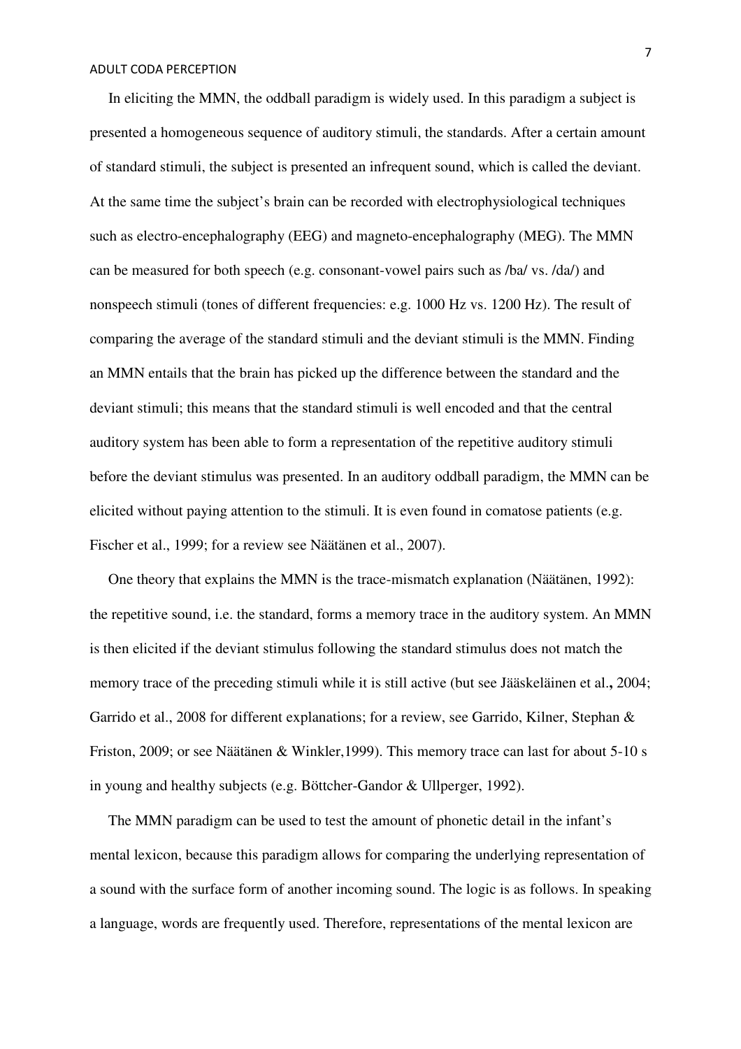In eliciting the MMN, the oddball paradigm is widely used. In this paradigm a subject is presented a homogeneous sequence of auditory stimuli, the standards. After a certain amount of standard stimuli, the subject is presented an infrequent sound, which is called the deviant. At the same time the subject's brain can be recorded with electrophysiological techniques such as electro-encephalography (EEG) and magneto-encephalography (MEG). The MMN can be measured for both speech (e.g. consonant-vowel pairs such as /ba/ vs. /da/) and nonspeech stimuli (tones of different frequencies: e.g. 1000 Hz vs. 1200 Hz). The result of comparing the average of the standard stimuli and the deviant stimuli is the MMN. Finding an MMN entails that the brain has picked up the difference between the standard and the deviant stimuli; this means that the standard stimuli is well encoded and that the central auditory system has been able to form a representation of the repetitive auditory stimuli before the deviant stimulus was presented. In an auditory oddball paradigm, the MMN can be elicited without paying attention to the stimuli. It is even found in comatose patients (e.g. Fischer et al., 1999; for a review see Näätänen et al., 2007).

One theory that explains the MMN is the trace-mismatch explanation (Näätänen, 1992): the repetitive sound, i.e. the standard, forms a memory trace in the auditory system. An MMN is then elicited if the deviant stimulus following the standard stimulus does not match the memory trace of the preceding stimuli while it is still active (but see Jääskeläinen et al**.,** 2004; Garrido et al., 2008 for different explanations; for a review, see Garrido, Kilner, Stephan & Friston, 2009; or see Näätänen & Winkler,1999). This memory trace can last for about 5-10 s in young and healthy subjects (e.g. Böttcher-Gandor & Ullperger, 1992).

The MMN paradigm can be used to test the amount of phonetic detail in the infant's mental lexicon, because this paradigm allows for comparing the underlying representation of a sound with the surface form of another incoming sound. The logic is as follows. In speaking a language, words are frequently used. Therefore, representations of the mental lexicon are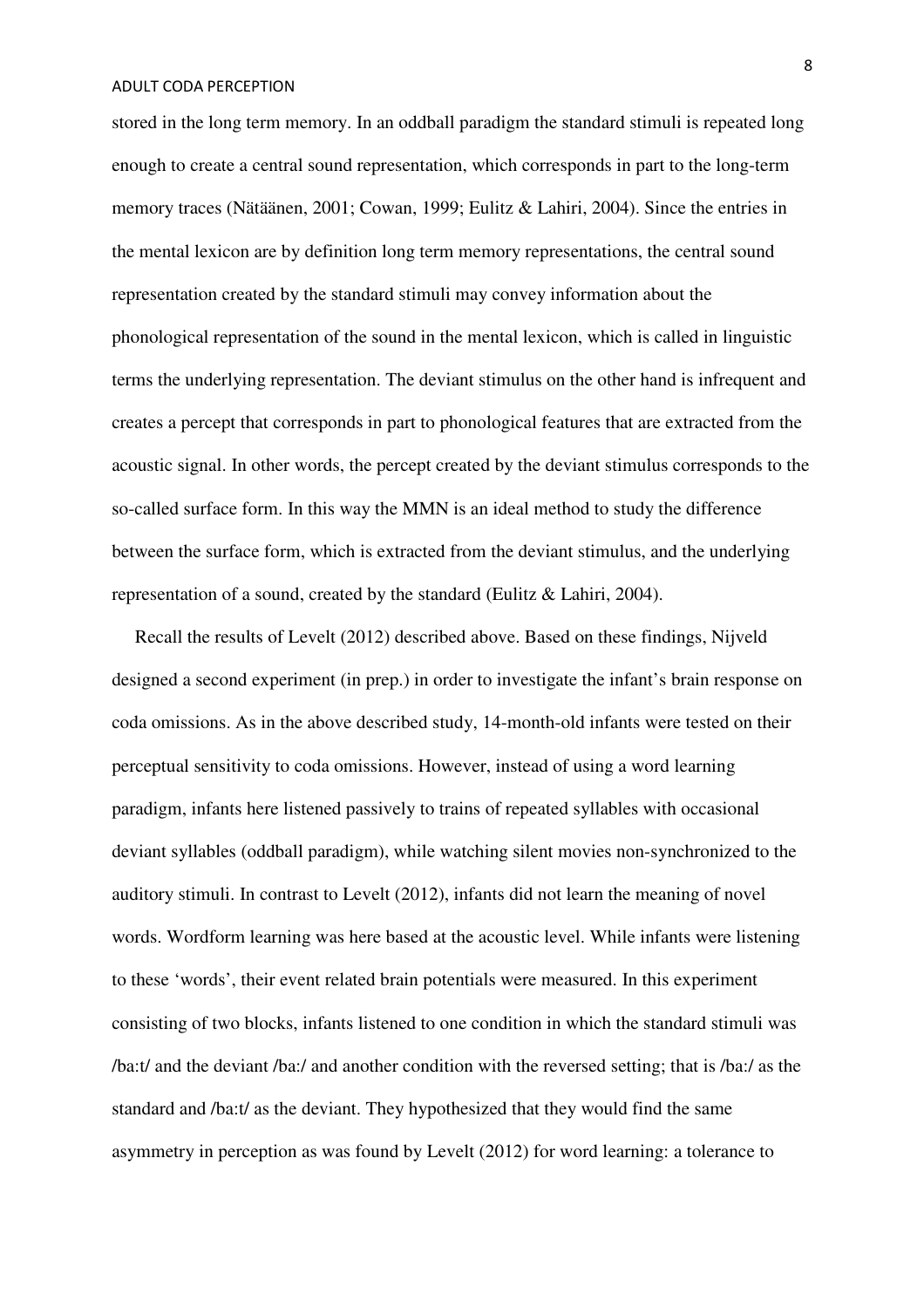stored in the long term memory. In an oddball paradigm the standard stimuli is repeated long enough to create a central sound representation, which corresponds in part to the long-term memory traces (Nätäänen, 2001; Cowan, 1999; Eulitz & Lahiri, 2004). Since the entries in the mental lexicon are by definition long term memory representations, the central sound representation created by the standard stimuli may convey information about the phonological representation of the sound in the mental lexicon, which is called in linguistic terms the underlying representation. The deviant stimulus on the other hand is infrequent and creates a percept that corresponds in part to phonological features that are extracted from the acoustic signal. In other words, the percept created by the deviant stimulus corresponds to the so-called surface form. In this way the MMN is an ideal method to study the difference between the surface form, which is extracted from the deviant stimulus, and the underlying representation of a sound, created by the standard (Eulitz & Lahiri, 2004).

Recall the results of Levelt (2012) described above. Based on these findings, Nijveld designed a second experiment (in prep.) in order to investigate the infant's brain response on coda omissions. As in the above described study, 14-month-old infants were tested on their perceptual sensitivity to coda omissions. However, instead of using a word learning paradigm, infants here listened passively to trains of repeated syllables with occasional deviant syllables (oddball paradigm), while watching silent movies non-synchronized to the auditory stimuli. In contrast to Levelt (2012), infants did not learn the meaning of novel words. Wordform learning was here based at the acoustic level. While infants were listening to these 'words', their event related brain potentials were measured. In this experiment consisting of two blocks, infants listened to one condition in which the standard stimuli was /ba:t/ and the deviant /ba:/ and another condition with the reversed setting; that is /ba:/ as the standard and /ba:t/ as the deviant. They hypothesized that they would find the same asymmetry in perception as was found by Levelt (2012) for word learning: a tolerance to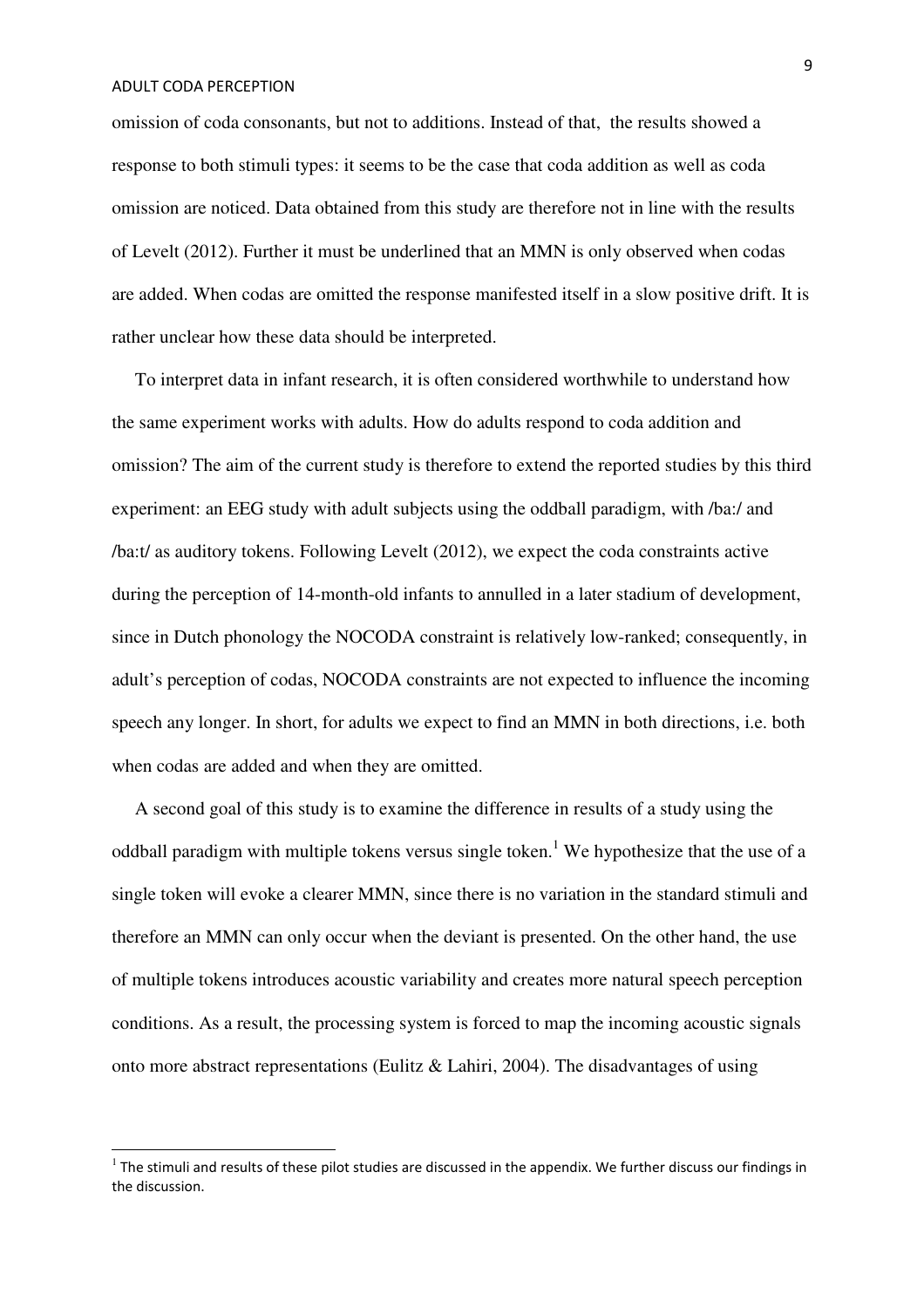omission of coda consonants, but not to additions. Instead of that,  the results showed a response to both stimuli types: it seems to be the case that coda addition as well as coda omission are noticed. Data obtained from this study are therefore not in line with the results of Levelt (2012). Further it must be underlined that an MMN is only observed when codas are added. When codas are omitted the response manifested itself in a slow positive drift. It is rather unclear how these data should be interpreted.

To interpret data in infant research, it is often considered worthwhile to understand how the same experiment works with adults. How do adults respond to coda addition and omission? The aim of the current study is therefore to extend the reported studies by this third experiment: an EEG study with adult subjects using the oddball paradigm, with /ba:/ and /ba:t/ as auditory tokens. Following Levelt (2012), we expect the coda constraints active during the perception of 14-month-old infants to annulled in a later stadium of development, since in Dutch phonology the NOCODA constraint is relatively low-ranked; consequently, in adult's perception of codas, NOCODA constraints are not expected to influence the incoming speech any longer. In short, for adults we expect to find an MMN in both directions, i.e. both when codas are added and when they are omitted.

A second goal of this study is to examine the difference in results of a study using the oddball paradigm with multiple tokens versus single token.[1] We hypothesize that the use of a single token will evoke a clearer MMN, since there is no variation in the standard stimuli and therefore an MMN can only occur when the deviant is presented. On the other hand, the use of multiple tokens introduces acoustic variability and creates more natural speech perception conditions. As a result, the processing system is forced to map the incoming acoustic signals onto more abstract representations (Eulitz & Lahiri, 2004). The disadvantages of using

[1] The stimuli and results of these pilot studies are discussed in the appendix. We further discuss our findings in the discussion.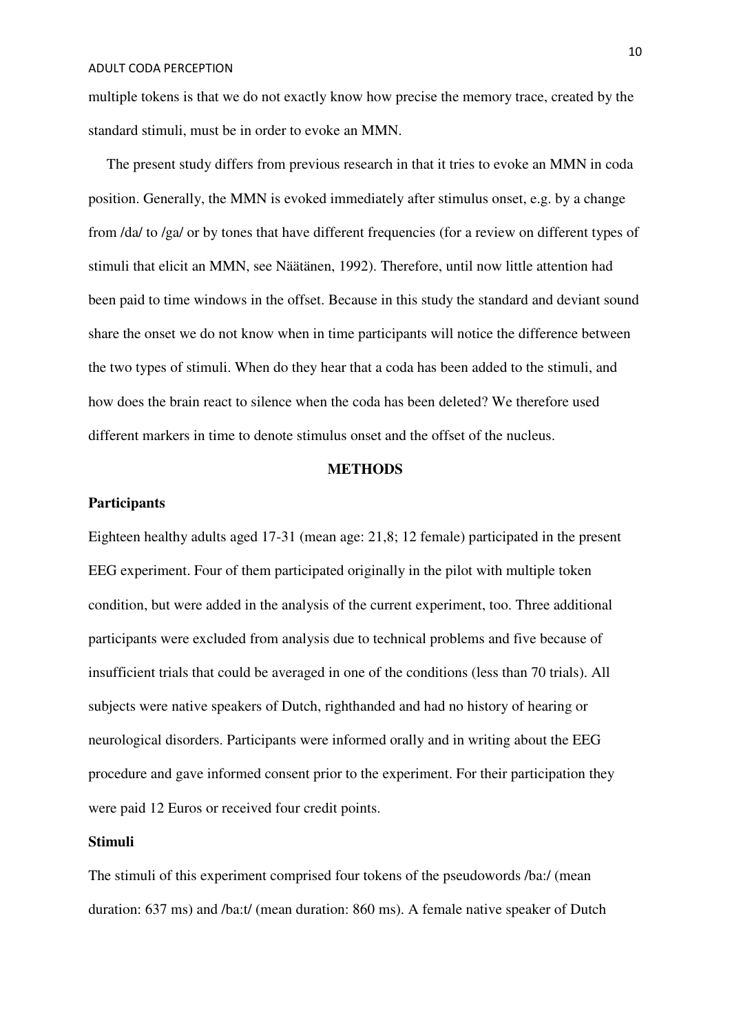multiple tokens is that we do not exactly know how precise the memory trace, created by the standard stimuli, must be in order to evoke an MMN.

The present study differs from previous research in that it tries to evoke an MMN in coda position. Generally, the MMN is evoked immediately after stimulus onset, e.g. by a change from /da/ to /ga/ or by tones that have different frequencies (for a review on different types of stimuli that elicit an MMN, see Näätänen, 1992). Therefore, until now little attention had been paid to time windows in the offset. Because in this study the standard and deviant sound share the onset we do not know when in time participants will notice the difference between the two types of stimuli. When do they hear that a coda has been added to the stimuli, and how does the brain react to silence when the coda has been deleted? We therefore used different markers in time to denote stimulus onset and the offset of the nucleus.

## METHODS

### Participants

Eighteen healthy adults aged 17-31 (mean age: 21,8; 12 female) participated in the present EEG experiment. Four of them participated originally in the pilot with multiple token condition, but were added in the analysis of the current experiment, too. Three additional participants were excluded from analysis due to technical problems and five because of insufficient trials that could be averaged in one of the conditions (less than 70 trials). All subjects were native speakers of Dutch, righthanded and had no history of hearing or neurological disorders. Participants were informed orally and in writing about the EEG procedure and gave informed consent prior to the experiment. For their participation they were paid 12 Euros or received four credit points.

### Stimuli

The stimuli of this experiment comprised four tokens of the pseudowords /ba:/ (mean duration: 637 ms) and /ba:t/ (mean duration: 860 ms). A female native speaker of Dutch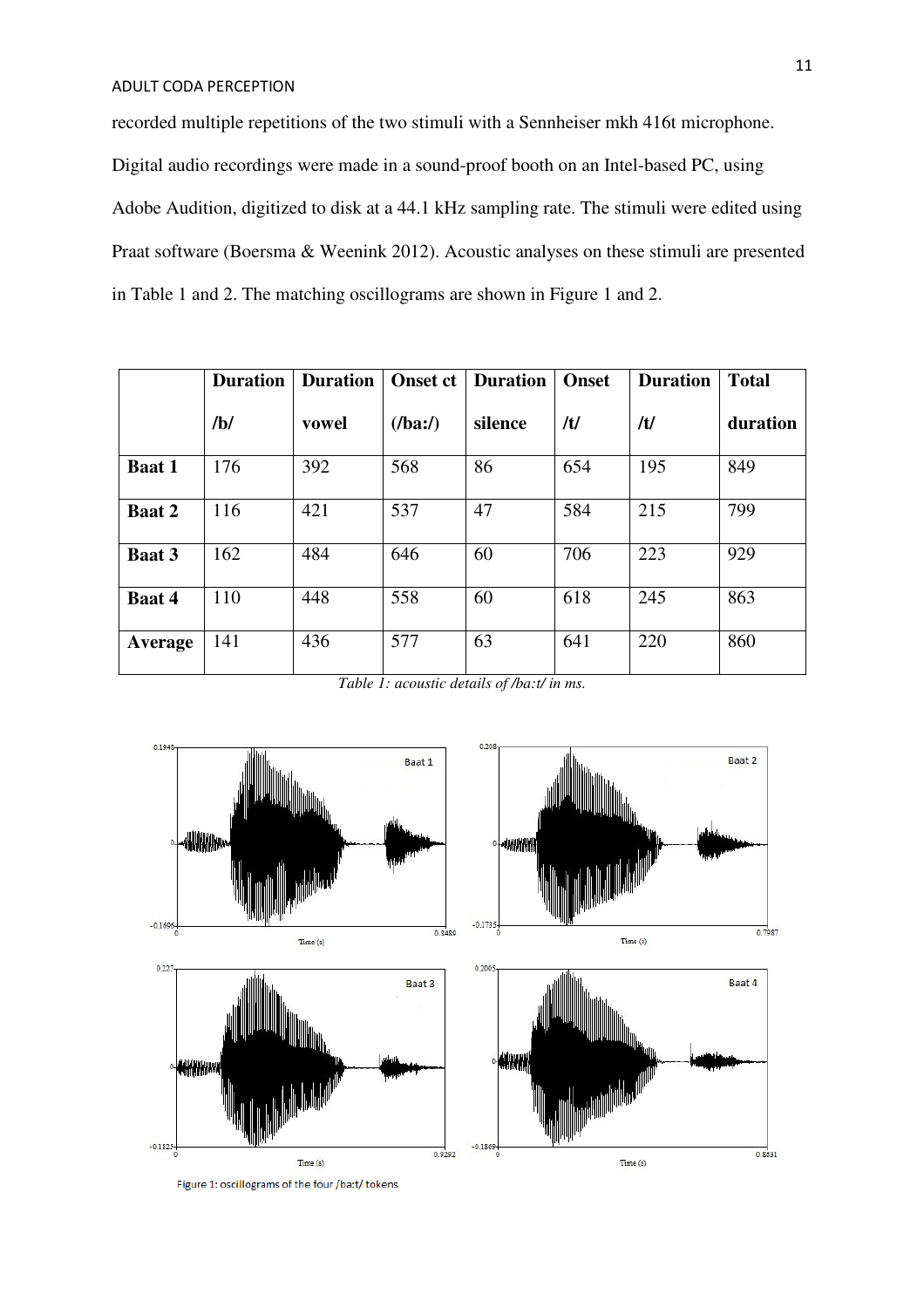recorded multiple repetitions of the two stimuli with a Sennheiser mkh 416t microphone. Digital audio recordings were made in a sound-proof booth on an Intel-based PC, using Adobe Audition, digitized to disk at a 44.1 kHz sampling rate. The stimuli were edited using Praat software (Boersma & Weenink 2012). Acoustic analyses on these stimuli are presented in Table 1 and 2. The matching oscillograms are shown in Figure 1 and 2.

| | **Duration /b/** | **Duration vowel** | **Onset ct (/ba:/)** | **Duration silence** | **Onset /t/** | **Duration /t/** | **Total duration** |
|---|---|---|---|---|---|---|---|
| **Baat 1** | 176 | 392 | 568 | 86 | 654 | 195 | 849 |
| **Baat 2** | 116 | 421 | 537 | 47 | 584 | 215 | 799 |
| **Baat 3** | 162 | 484 | 646 | 60 | 706 | 223 | 929 |
| **Baat 4** | 110 | 448 | 558 | 60 | 618 | 245 | 863 |
| **Average** | 141 | 436 | 577 | 63 | 641 | 220 | 860 |

*Table 1: acoustic details of /ba:t/ in ms.*

Figure 1: oscillograms of the four /ba:t/ tokens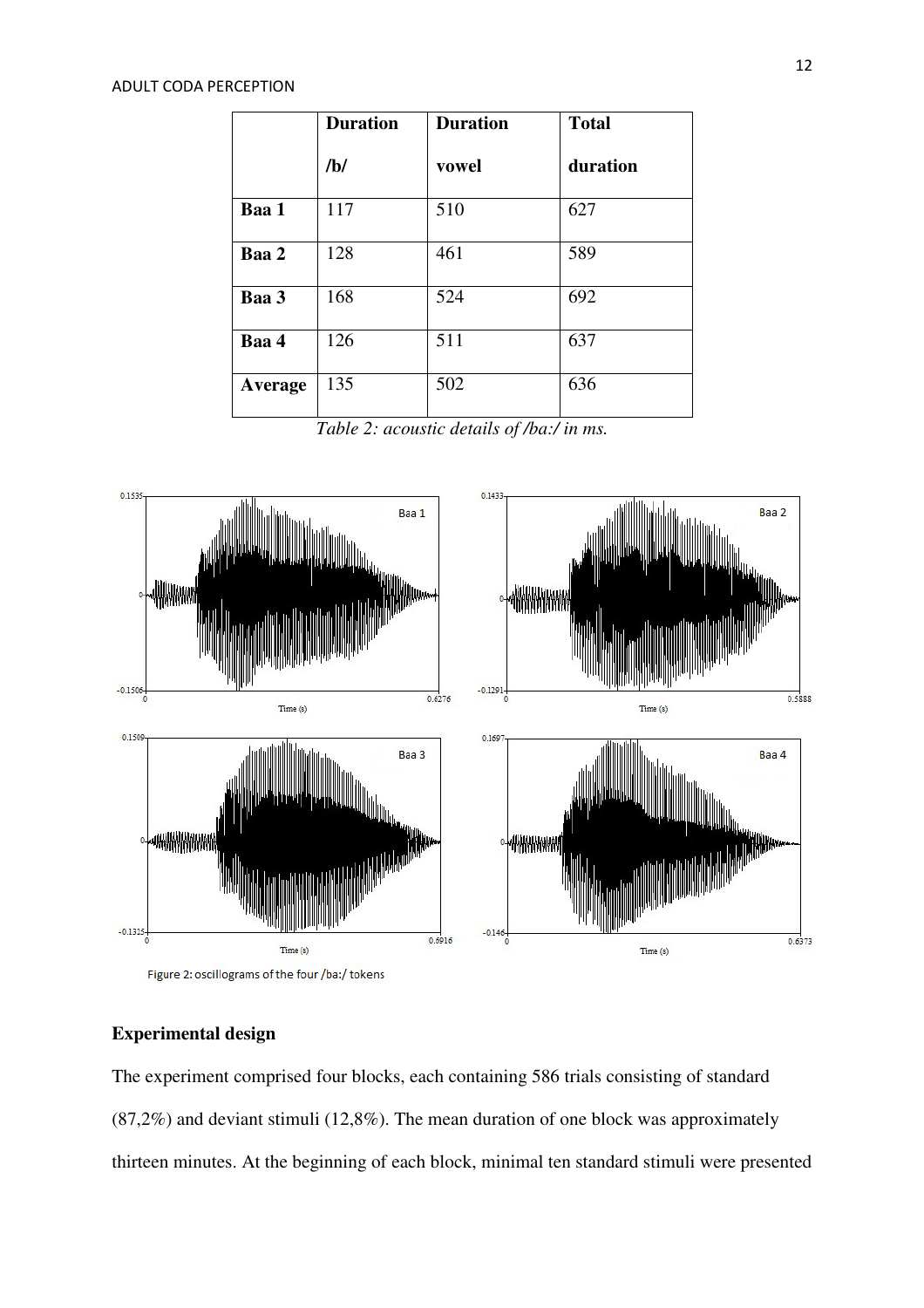|  | **Duration /b/** | **Duration vowel** | **Total duration** |
|---|---|---|---|
| **Baa 1** | 117 | 510 | 627 |
| **Baa 2** | 128 | 461 | 589 |
| **Baa 3** | 168 | 524 | 692 |
| **Baa 4** | 126 | 511 | 637 |
| **Average** | 135 | 502 | 636 |

*Table 2: acoustic details of /ba:/ in ms.*

Figure 2: oscillograms of the four /ba:/ tokens

## Experimental design

The experiment comprised four blocks, each containing 586 trials consisting of standard (87,2%) and deviant stimuli (12,8%). The mean duration of one block was approximately thirteen minutes. At the beginning of each block, minimal ten standard stimuli were presented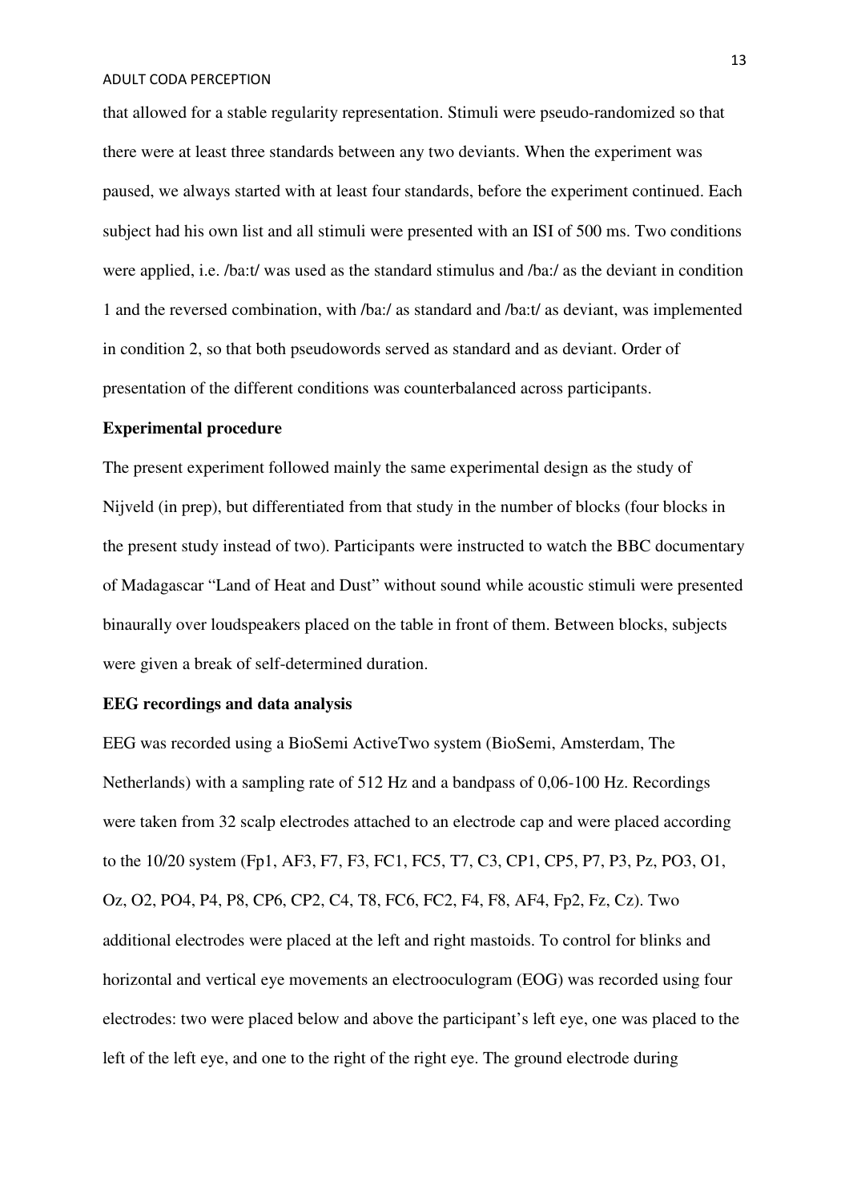that allowed for a stable regularity representation. Stimuli were pseudo-randomized so that there were at least three standards between any two deviants. When the experiment was paused, we always started with at least four standards, before the experiment continued. Each subject had his own list and all stimuli were presented with an ISI of 500 ms. Two conditions were applied, i.e. /ba:t/ was used as the standard stimulus and /ba:/ as the deviant in condition 1 and the reversed combination, with /ba:/ as standard and /ba:t/ as deviant, was implemented in condition 2, so that both pseudowords served as standard and as deviant. Order of presentation of the different conditions was counterbalanced across participants.

**Experimental procedure**

The present experiment followed mainly the same experimental design as the study of Nijveld (in prep), but differentiated from that study in the number of blocks (four blocks in the present study instead of two). Participants were instructed to watch the BBC documentary of Madagascar "Land of Heat and Dust" without sound while acoustic stimuli were presented binaurally over loudspeakers placed on the table in front of them. Between blocks, subjects were given a break of self-determined duration.

**EEG recordings and data analysis**

EEG was recorded using a BioSemi ActiveTwo system (BioSemi, Amsterdam, The Netherlands) with a sampling rate of 512 Hz and a bandpass of 0,06-100 Hz. Recordings were taken from 32 scalp electrodes attached to an electrode cap and were placed according to the 10/20 system (Fp1, AF3, F7, F3, FC1, FC5, T7, C3, CP1, CP5, P7, P3, Pz, PO3, O1, Oz, O2, PO4, P4, P8, CP6, CP2, C4, T8, FC6, FC2, F4, F8, AF4, Fp2, Fz, Cz). Two additional electrodes were placed at the left and right mastoids. To control for blinks and horizontal and vertical eye movements an electrooculogram (EOG) was recorded using four electrodes: two were placed below and above the participant's left eye, one was placed to the left of the left eye, and one to the right of the right eye. The ground electrode during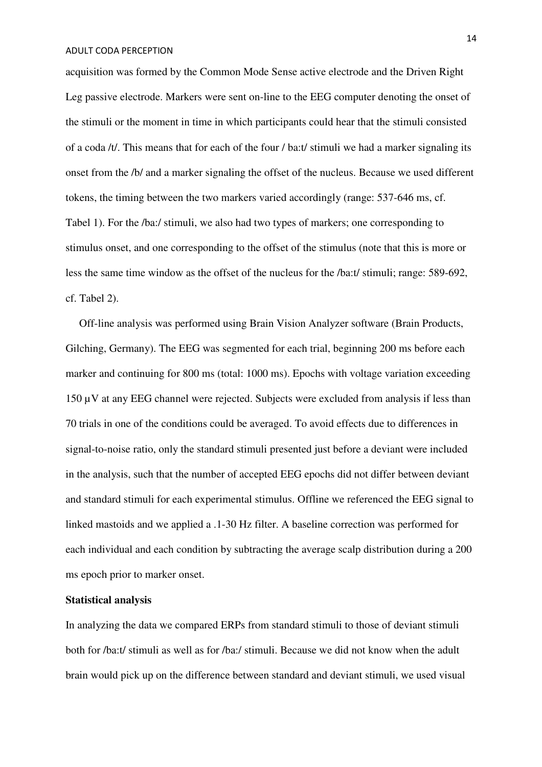acquisition was formed by the Common Mode Sense active electrode and the Driven Right Leg passive electrode. Markers were sent on-line to the EEG computer denoting the onset of the stimuli or the moment in time in which participants could hear that the stimuli consisted of a coda /t/. This means that for each of the four / ba:t/ stimuli we had a marker signaling its onset from the /b/ and a marker signaling the offset of the nucleus. Because we used different tokens, the timing between the two markers varied accordingly (range: 537-646 ms, cf. Tabel 1). For the /ba:/ stimuli, we also had two types of markers; one corresponding to stimulus onset, and one corresponding to the offset of the stimulus (note that this is more or less the same time window as the offset of the nucleus for the /ba:t/ stimuli; range: 589-692, cf. Tabel 2).

Off-line analysis was performed using Brain Vision Analyzer software (Brain Products, Gilching, Germany). The EEG was segmented for each trial, beginning 200 ms before each marker and continuing for 800 ms (total: 1000 ms). Epochs with voltage variation exceeding 150 μV at any EEG channel were rejected. Subjects were excluded from analysis if less than 70 trials in one of the conditions could be averaged. To avoid effects due to differences in signal-to-noise ratio, only the standard stimuli presented just before a deviant were included in the analysis, such that the number of accepted EEG epochs did not differ between deviant and standard stimuli for each experimental stimulus. Offline we referenced the EEG signal to linked mastoids and we applied a .1-30 Hz filter. A baseline correction was performed for each individual and each condition by subtracting the average scalp distribution during a 200 ms epoch prior to marker onset.

**Statistical analysis**

In analyzing the data we compared ERPs from standard stimuli to those of deviant stimuli both for /ba:t/ stimuli as well as for /ba:/ stimuli. Because we did not know when the adult brain would pick up on the difference between standard and deviant stimuli, we used visual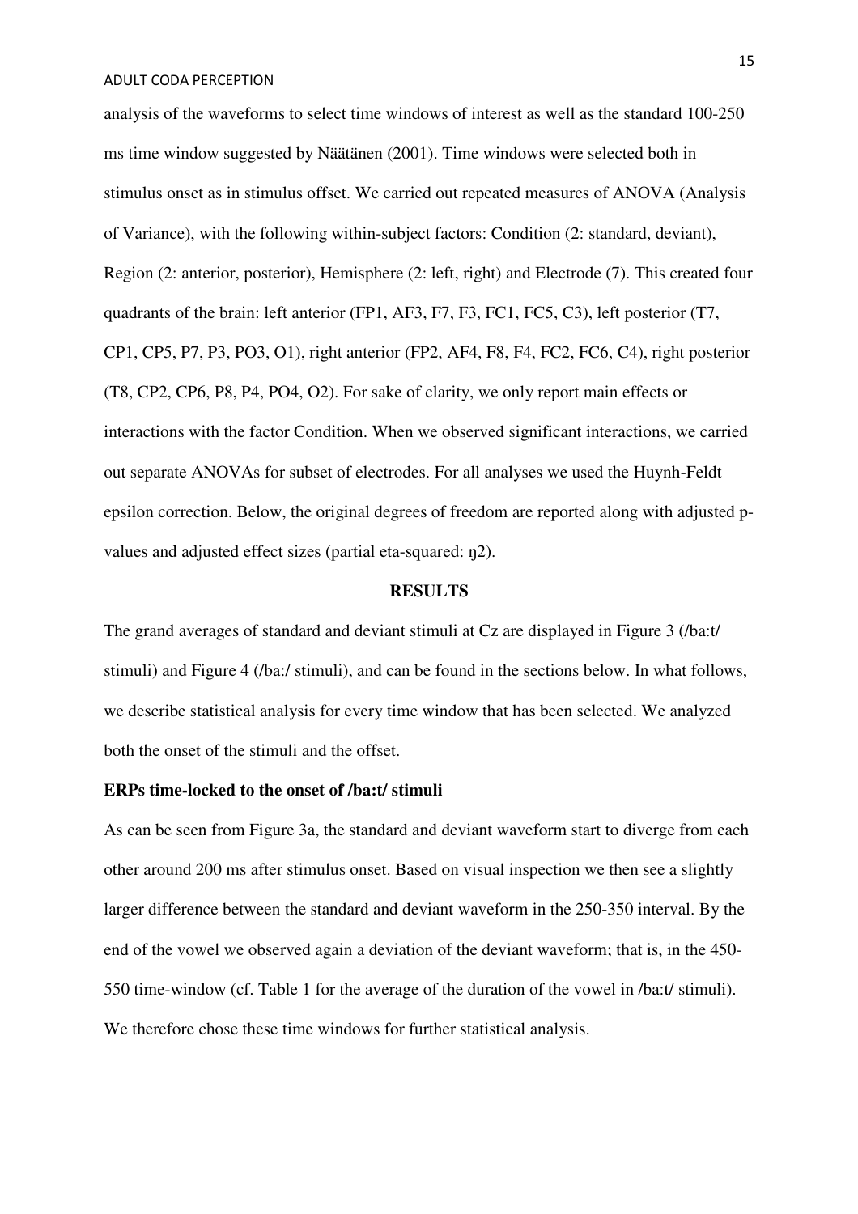analysis of the waveforms to select time windows of interest as well as the standard 100-250 ms time window suggested by Näätänen (2001). Time windows were selected both in stimulus onset as in stimulus offset. We carried out repeated measures of ANOVA (Analysis of Variance), with the following within-subject factors: Condition (2: standard, deviant), Region (2: anterior, posterior), Hemisphere (2: left, right) and Electrode (7). This created four quadrants of the brain: left anterior (FP1, AF3, F7, F3, FC1, FC5, C3), left posterior (T7, CP1, CP5, P7, P3, PO3, O1), right anterior (FP2, AF4, F8, F4, FC2, FC6, C4), right posterior (T8, CP2, CP6, P8, P4, PO4, O2). For sake of clarity, we only report main effects or interactions with the factor Condition. When we observed significant interactions, we carried out separate ANOVAs for subset of electrodes. For all analyses we used the Huynh-Feldt epsilon correction. Below, the original degrees of freedom are reported along with adjusted p-values and adjusted effect sizes (partial eta-squared: ŋ2).

## RESULTS

The grand averages of standard and deviant stimuli at Cz are displayed in Figure 3 (/ba:t/ stimuli) and Figure 4 (/ba:/ stimuli), and can be found in the sections below. In what follows, we describe statistical analysis for every time window that has been selected. We analyzed both the onset of the stimuli and the offset.

### ERPs time-locked to the onset of /ba:t/ stimuli

As can be seen from Figure 3a, the standard and deviant waveform start to diverge from each other around 200 ms after stimulus onset. Based on visual inspection we then see a slightly larger difference between the standard and deviant waveform in the 250-350 interval. By the end of the vowel we observed again a deviation of the deviant waveform; that is, in the 450-550 time-window (cf. Table 1 for the average of the duration of the vowel in /ba:t/ stimuli). We therefore chose these time windows for further statistical analysis.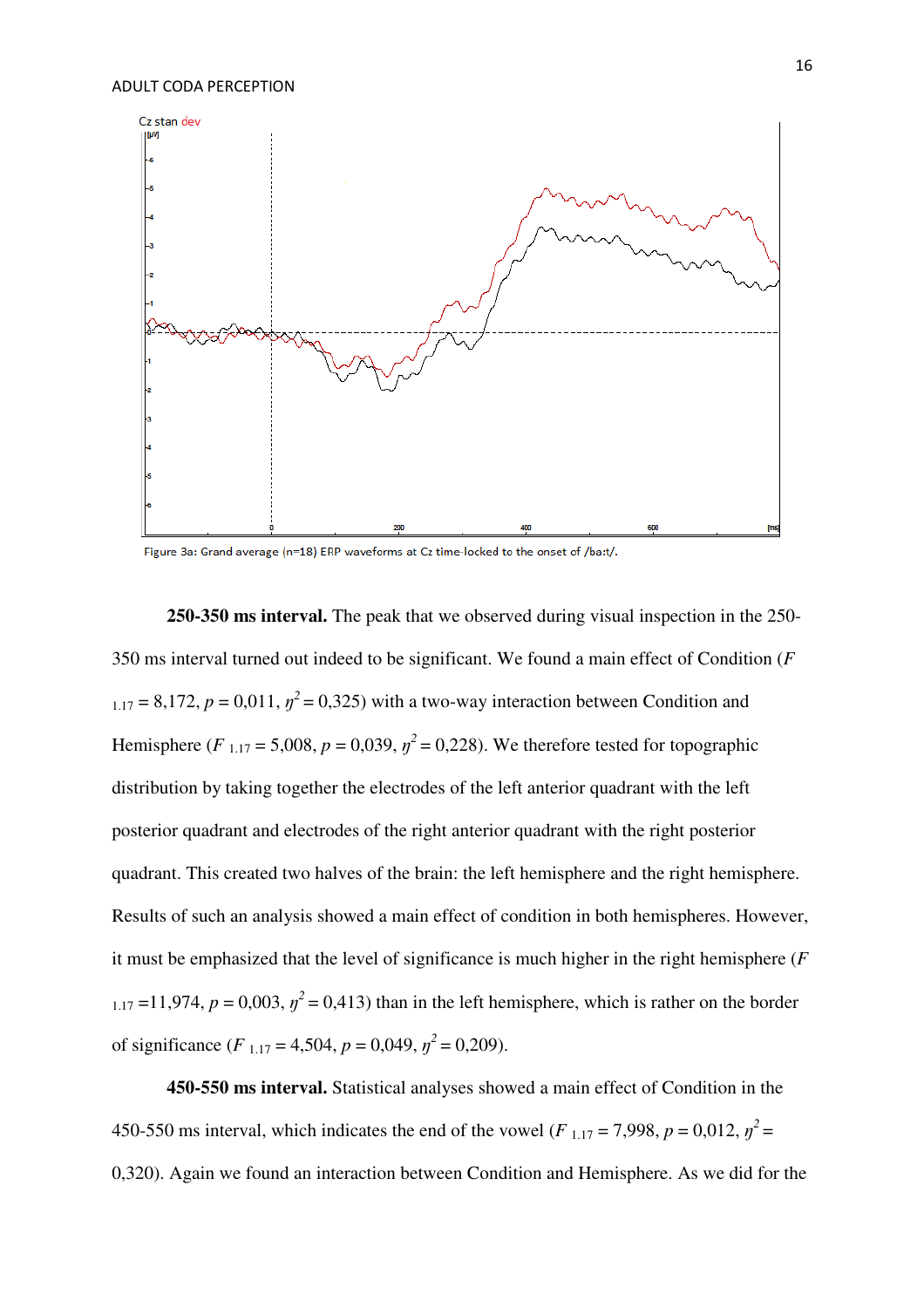Figure 3a: Grand average (n=18) ERP waveforms at Cz time-locked to the onset of /ba:t/.

**250-350 ms interval.** The peak that we observed during visual inspection in the 250-350 ms interval turned out indeed to be significant. We found a main effect of Condition ($F_{1.17} = 8{,}172$, $p = 0{,}011$, $\eta^2 = 0{,}325$) with a two-way interaction between Condition and Hemisphere ($F_{1.17} = 5{,}008$, $p = 0{,}039$, $\eta^2 = 0{,}228$). We therefore tested for topographic distribution by taking together the electrodes of the left anterior quadrant with the left posterior quadrant and electrodes of the right anterior quadrant with the right posterior quadrant. This created two halves of the brain: the left hemisphere and the right hemisphere. Results of such an analysis showed a main effect of condition in both hemispheres. However, it must be emphasized that the level of significance is much higher in the right hemisphere ($F_{1.17} = 11{,}974$, $p = 0{,}003$, $\eta^2 = 0{,}413$) than in the left hemisphere, which is rather on the border of significance ($F_{1.17} = 4{,}504$, $p = 0{,}049$, $\eta^2 = 0{,}209$).

**450-550 ms interval.** Statistical analyses showed a main effect of Condition in the 450-550 ms interval, which indicates the end of the vowel ($F_{1.17} = 7{,}998$, $p = 0{,}012$, $\eta^2 = 0{,}320$). Again we found an interaction between Condition and Hemisphere. As we did for the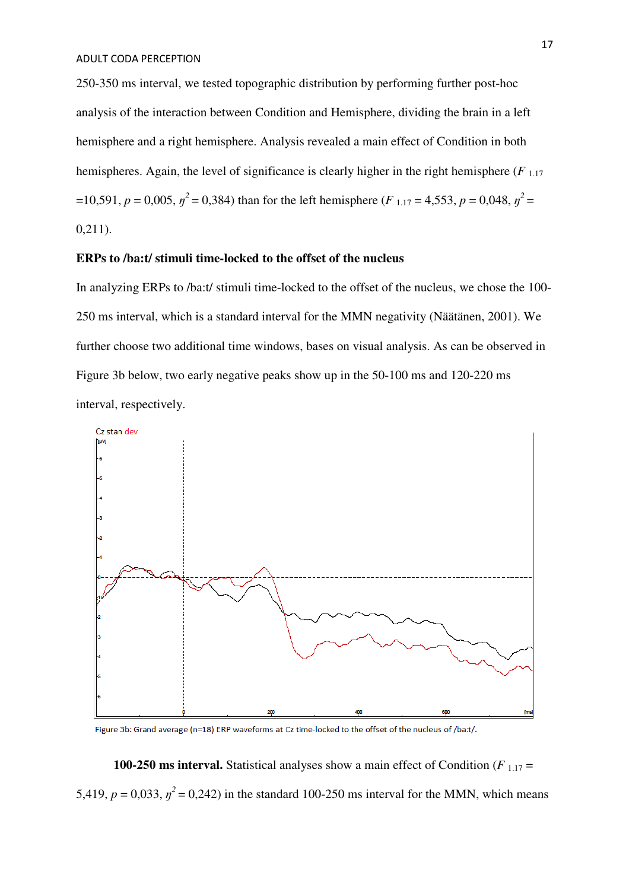250-350 ms interval, we tested topographic distribution by performing further post-hoc analysis of the interaction between Condition and Hemisphere, dividing the brain in a left hemisphere and a right hemisphere. Analysis revealed a main effect of Condition in both hemispheres. Again, the level of significance is clearly higher in the right hemisphere ($F_{1.17}$ =10,591, $p$ = 0,005, $\eta^2$ = 0,384) than for the left hemisphere ($F_{1.17}$ = 4,553, $p$ = 0,048, $\eta^2$ = 0,211).

**ERPs to /ba:t/ stimuli time-locked to the offset of the nucleus**

In analyzing ERPs to /ba:t/ stimuli time-locked to the offset of the nucleus, we chose the 100-250 ms interval, which is a standard interval for the MMN negativity (Näätänen, 2001). We further choose two additional time windows, bases on visual analysis. As can be observed in Figure 3b below, two early negative peaks show up in the 50-100 ms and 120-220 ms interval, respectively.

Figure 3b: Grand average (n=18) ERP waveforms at Cz time-locked to the offset of the nucleus of /ba:t/.

**100-250 ms interval.** Statistical analyses show a main effect of Condition ($F_{1.17}$ = 5,419, $p$ = 0,033, $\eta^2$ = 0,242) in the standard 100-250 ms interval for the MMN, which means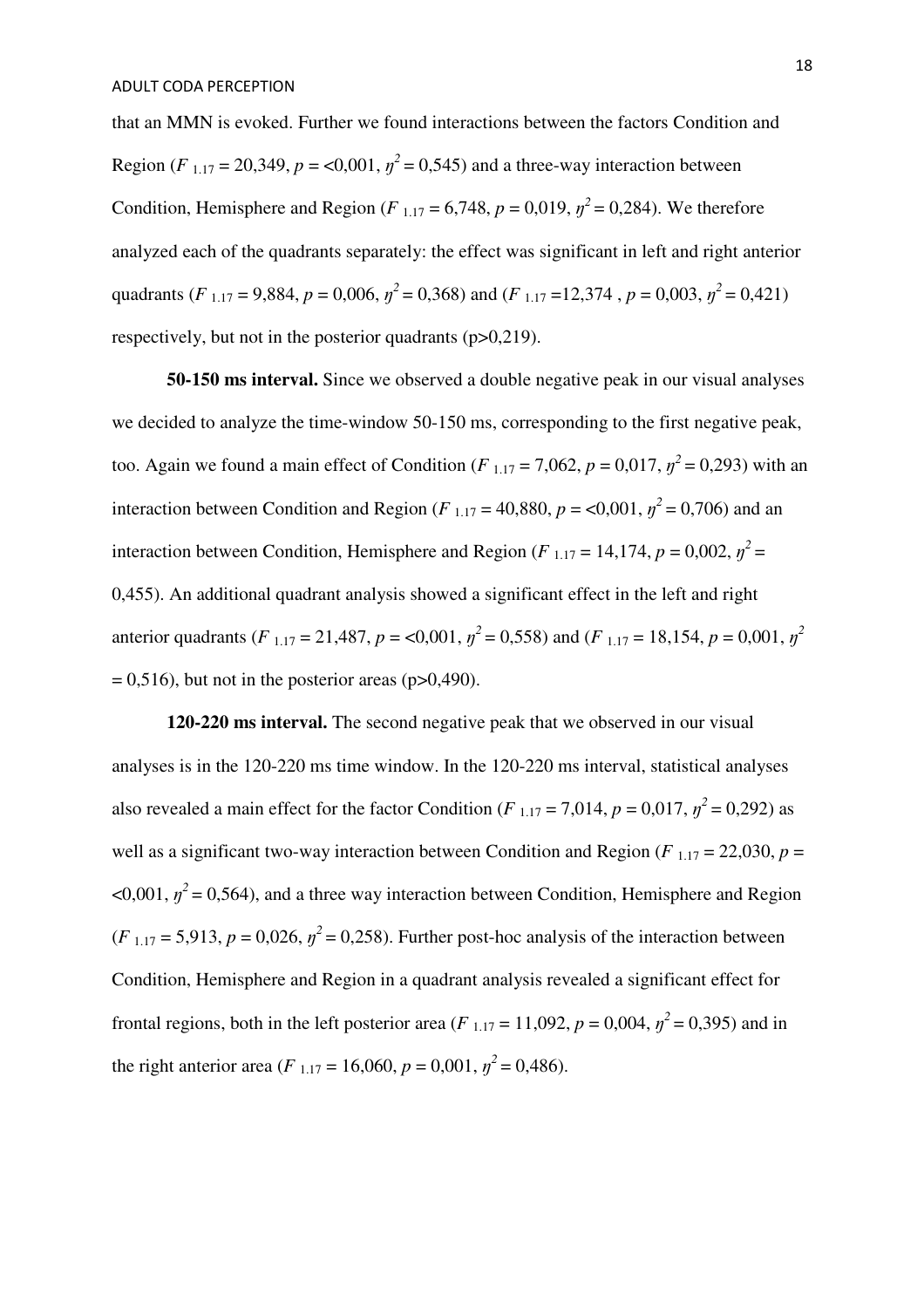that an MMN is evoked. Further we found interactions between the factors Condition and Region ($F_{1.17} = 20{,}349$, $p = <0{,}001$, $\eta^2 = 0{,}545$) and a three-way interaction between Condition, Hemisphere and Region ($F_{1.17} = 6{,}748$, $p = 0{,}019$, $\eta^2 = 0{,}284$). We therefore analyzed each of the quadrants separately: the effect was significant in left and right anterior quadrants ($F_{1.17} = 9{,}884$, $p = 0{,}006$, $\eta^2 = 0{,}368$) and ($F_{1.17} = 12{,}374$ , $p = 0{,}003$, $\eta^2 = 0{,}421$) respectively, but not in the posterior quadrants (p>0,219).

**50-150 ms interval.** Since we observed a double negative peak in our visual analyses we decided to analyze the time-window 50-150 ms, corresponding to the first negative peak, too. Again we found a main effect of Condition ($F_{1.17} = 7{,}062$, $p = 0{,}017$, $\eta^2 = 0{,}293$) with an interaction between Condition and Region ($F_{1.17} = 40{,}880$, $p = <0{,}001$, $\eta^2 = 0{,}706$) and an interaction between Condition, Hemisphere and Region ($F_{1.17} = 14{,}174$, $p = 0{,}002$, $\eta^2 = 0{,}455$). An additional quadrant analysis showed a significant effect in the left and right anterior quadrants ($F_{1.17} = 21{,}487$, $p = <0{,}001$, $\eta^2 = 0{,}558$) and ($F_{1.17} = 18{,}154$, $p = 0{,}001$, $\eta^2 = 0{,}516$), but not in the posterior areas (p>0,490).

**120-220 ms interval.** The second negative peak that we observed in our visual analyses is in the 120-220 ms time window. In the 120-220 ms interval, statistical analyses also revealed a main effect for the factor Condition ($F_{1.17} = 7{,}014$, $p = 0{,}017$, $\eta^2 = 0{,}292$) as well as a significant two-way interaction between Condition and Region ($F_{1.17} = 22{,}030$, $p = <0{,}001$, $\eta^2 = 0{,}564$), and a three way interaction between Condition, Hemisphere and Region ($F_{1.17} = 5{,}913$, $p = 0{,}026$, $\eta^2 = 0{,}258$). Further post-hoc analysis of the interaction between Condition, Hemisphere and Region in a quadrant analysis revealed a significant effect for frontal regions, both in the left posterior area ($F_{1.17} = 11{,}092$, $p = 0{,}004$, $\eta^2 = 0{,}395$) and in the right anterior area ($F_{1.17} = 16{,}060$, $p = 0{,}001$, $\eta^2 = 0{,}486$).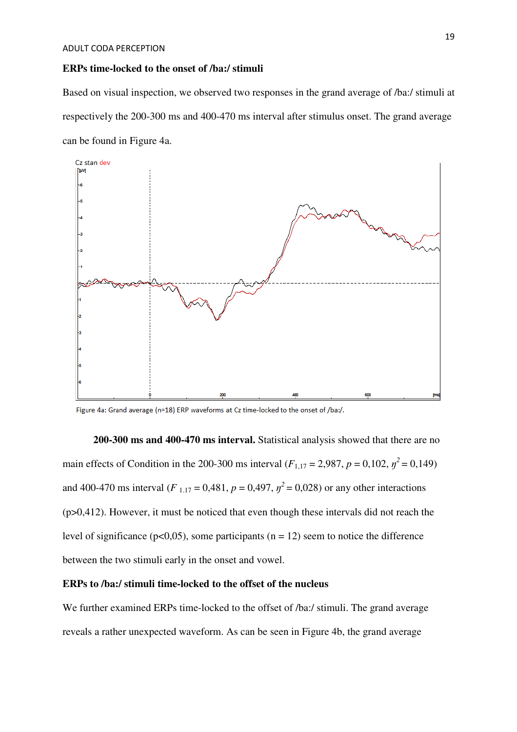**ERPs time-locked to the onset of /ba:/ stimuli**

Based on visual inspection, we observed two responses in the grand average of /ba:/ stimuli at respectively the 200-300 ms and 400-470 ms interval after stimulus onset. The grand average can be found in Figure 4a.

Figure 4a: Grand average (n=18) ERP waveforms at Cz time-locked to the onset of /ba:/.

**200-300 ms and 400-470 ms interval.** Statistical analysis showed that there are no main effects of Condition in the 200-300 ms interval ($F_{1,17}$ = 2,987, $p$ = 0,102, $\eta^2$ = 0,149) and 400-470 ms interval ($F_{1.17}$ = 0,481, $p$ = 0,497, $\eta^2$ = 0,028) or any other interactions (p>0,412). However, it must be noticed that even though these intervals did not reach the level of significance (p<0,05), some participants (n = 12) seem to notice the difference between the two stimuli early in the onset and vowel.

**ERPs to /ba:/ stimuli time-locked to the offset of the nucleus**

We further examined ERPs time-locked to the offset of /ba:/ stimuli. The grand average reveals a rather unexpected waveform. As can be seen in Figure 4b, the grand average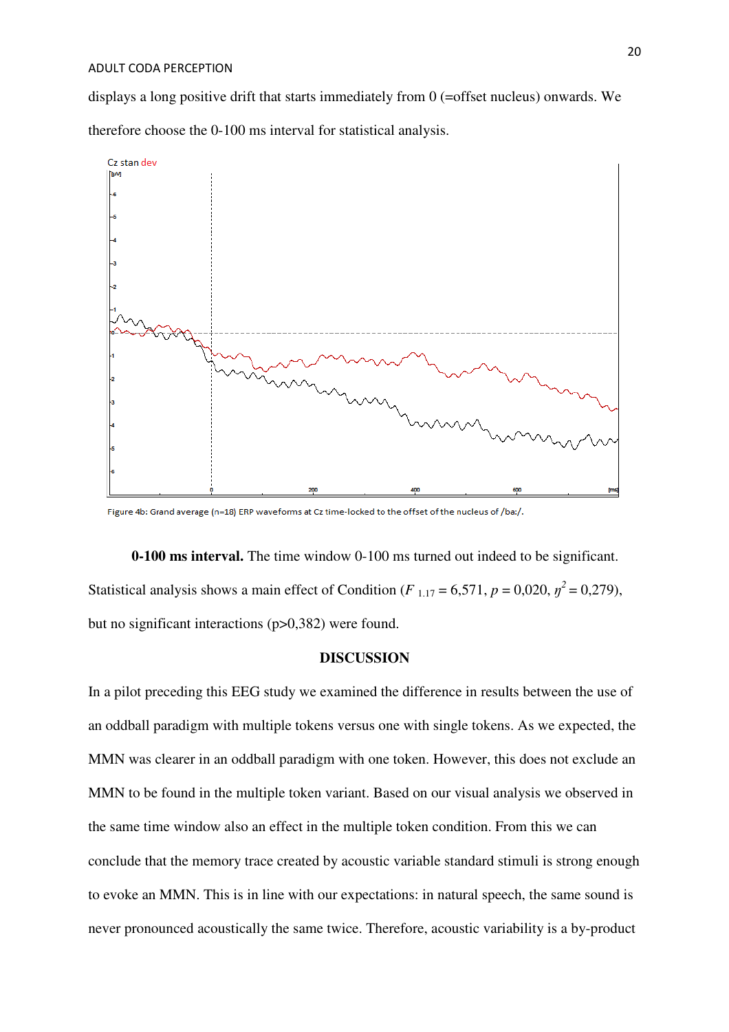displays a long positive drift that starts immediately from 0 (=offset nucleus) onwards. We therefore choose the 0-100 ms interval for statistical analysis.

Figure 4b: Grand average (n=18) ERP waveforms at Cz time-locked to the offset of the nucleus of /ba:/.

**0-100 ms interval.** The time window 0-100 ms turned out indeed to be significant. Statistical analysis shows a main effect of Condition ($F_{1,17} = 6{,}571$, $p = 0{,}020$, $\eta^2 = 0{,}279$), but no significant interactions ($p>0{,}382$) were found.

## DISCUSSION

In a pilot preceding this EEG study we examined the difference in results between the use of an oddball paradigm with multiple tokens versus one with single tokens. As we expected, the MMN was clearer in an oddball paradigm with one token. However, this does not exclude an MMN to be found in the multiple token variant. Based on our visual analysis we observed in the same time window also an effect in the multiple token condition. From this we can conclude that the memory trace created by acoustic variable standard stimuli is strong enough to evoke an MMN. This is in line with our expectations: in natural speech, the same sound is never pronounced acoustically the same twice. Therefore, acoustic variability is a by-product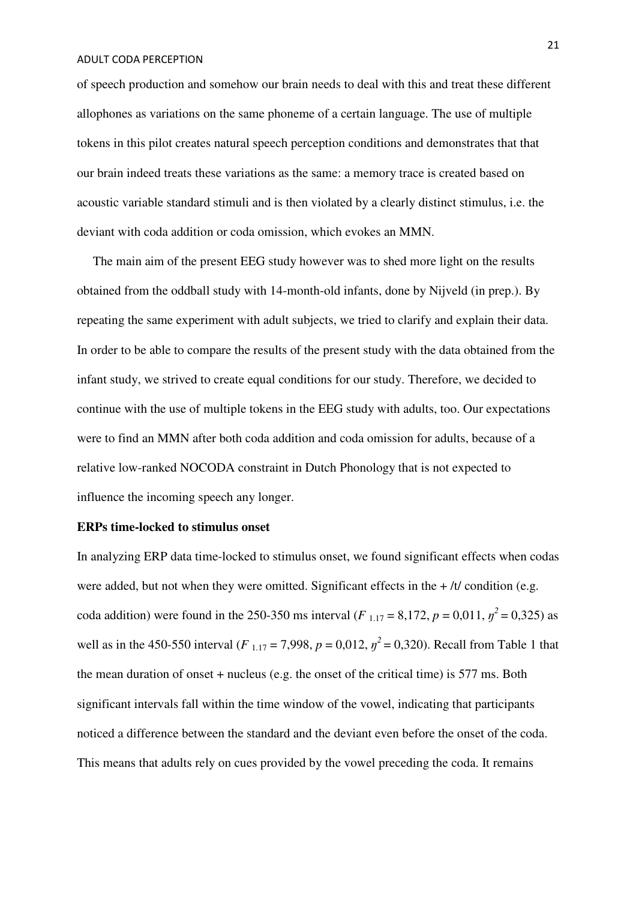of speech production and somehow our brain needs to deal with this and treat these different allophones as variations on the same phoneme of a certain language. The use of multiple tokens in this pilot creates natural speech perception conditions and demonstrates that that our brain indeed treats these variations as the same: a memory trace is created based on acoustic variable standard stimuli and is then violated by a clearly distinct stimulus, i.e. the deviant with coda addition or coda omission, which evokes an MMN.

The main aim of the present EEG study however was to shed more light on the results obtained from the oddball study with 14-month-old infants, done by Nijveld (in prep.). By repeating the same experiment with adult subjects, we tried to clarify and explain their data. In order to be able to compare the results of the present study with the data obtained from the infant study, we strived to create equal conditions for our study. Therefore, we decided to continue with the use of multiple tokens in the EEG study with adults, too. Our expectations were to find an MMN after both coda addition and coda omission for adults, because of a relative low-ranked NOCODA constraint in Dutch Phonology that is not expected to influence the incoming speech any longer.

**ERPs time-locked to stimulus onset**

In analyzing ERP data time-locked to stimulus onset, we found significant effects when codas were added, but not when they were omitted. Significant effects in the + /t/ condition (e.g. coda addition) were found in the 250-350 ms interval ($F_{1.17} = 8{,}172$, $p = 0{,}011$, $\eta^2 = 0{,}325$) as well as in the 450-550 interval ($F_{1.17} = 7{,}998$, $p = 0{,}012$, $\eta^2 = 0{,}320$). Recall from Table 1 that the mean duration of onset + nucleus (e.g. the onset of the critical time) is 577 ms. Both significant intervals fall within the time window of the vowel, indicating that participants noticed a difference between the standard and the deviant even before the onset of the coda. This means that adults rely on cues provided by the vowel preceding the coda. It remains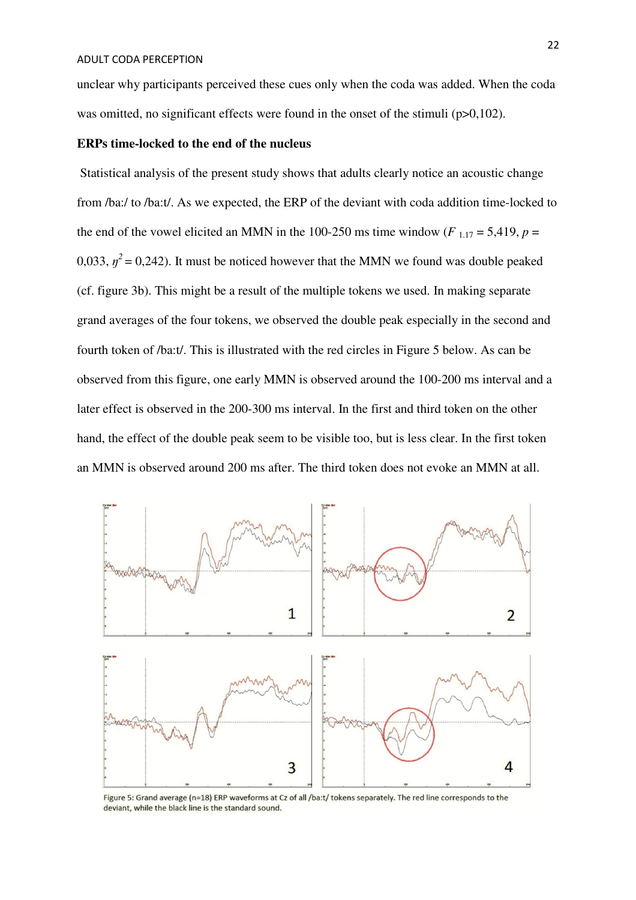unclear why participants perceived these cues only when the coda was added. When the coda was omitted, no significant effects were found in the onset of the stimuli (p>0,102).

**ERPs time-locked to the end of the nucleus**

Statistical analysis of the present study shows that adults clearly notice an acoustic change from /ba:/ to /ba:t/. As we expected, the ERP of the deviant with coda addition time-locked to the end of the vowel elicited an MMN in the 100-250 ms time window ($F_{1.17} = 5{,}419$, $p = 0{,}033$, $\eta^2 = 0{,}242$). It must be noticed however that the MMN we found was double peaked (cf. figure 3b). This might be a result of the multiple tokens we used. In making separate grand averages of the four tokens, we observed the double peak especially in the second and fourth token of /ba:t/. This is illustrated with the red circles in Figure 5 below. As can be observed from this figure, one early MMN is observed around the 100-200 ms interval and a later effect is observed in the 200-300 ms interval. In the first and third token on the other hand, the effect of the double peak seem to be visible too, but is less clear. In the first token an MMN is observed around 200 ms after. The third token does not evoke an MMN at all.

Figure 5: Grand average (n=18) ERP waveforms at Cz of all /ba:t/ tokens separately. The red line corresponds to the deviant, while the black line is the standard sound.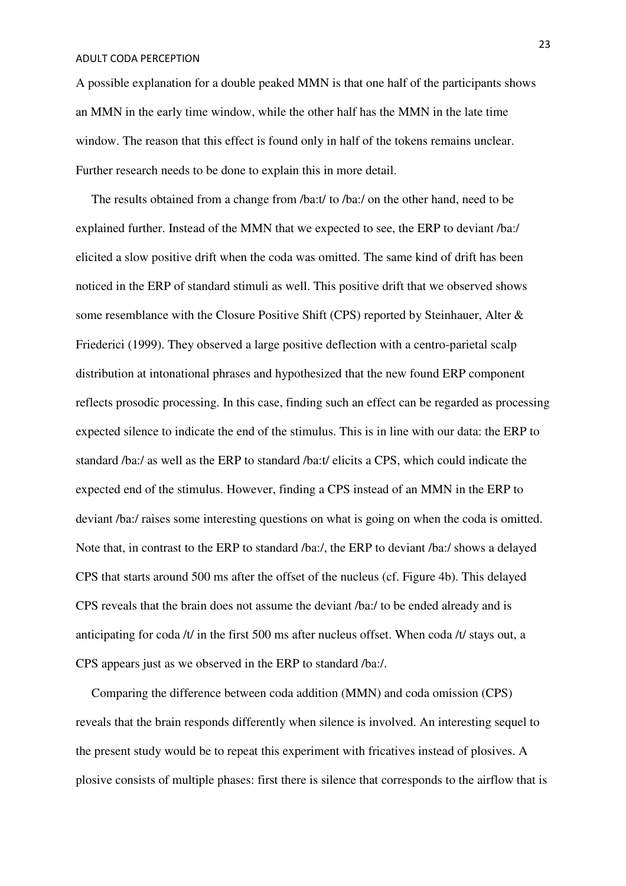A possible explanation for a double peaked MMN is that one half of the participants shows an MMN in the early time window, while the other half has the MMN in the late time window. The reason that this effect is found only in half of the tokens remains unclear. Further research needs to be done to explain this in more detail.

The results obtained from a change from /ba:t/ to /ba:/ on the other hand, need to be explained further. Instead of the MMN that we expected to see, the ERP to deviant /ba:/ elicited a slow positive drift when the coda was omitted. The same kind of drift has been noticed in the ERP of standard stimuli as well. This positive drift that we observed shows some resemblance with the Closure Positive Shift (CPS) reported by Steinhauer, Alter & Friederici (1999). They observed a large positive deflection with a centro-parietal scalp distribution at intonational phrases and hypothesized that the new found ERP component reflects prosodic processing. In this case, finding such an effect can be regarded as processing expected silence to indicate the end of the stimulus. This is in line with our data: the ERP to standard /ba:/ as well as the ERP to standard /ba:t/ elicits a CPS, which could indicate the expected end of the stimulus. However, finding a CPS instead of an MMN in the ERP to deviant /ba:/ raises some interesting questions on what is going on when the coda is omitted. Note that, in contrast to the ERP to standard /ba:/, the ERP to deviant /ba:/ shows a delayed CPS that starts around 500 ms after the offset of the nucleus (cf. Figure 4b). This delayed CPS reveals that the brain does not assume the deviant /ba:/ to be ended already and is anticipating for coda /t/ in the first 500 ms after nucleus offset. When coda /t/ stays out, a CPS appears just as we observed in the ERP to standard /ba:/.

Comparing the difference between coda addition (MMN) and coda omission (CPS) reveals that the brain responds differently when silence is involved. An interesting sequel to the present study would be to repeat this experiment with fricatives instead of plosives. A plosive consists of multiple phases: first there is silence that corresponds to the airflow that is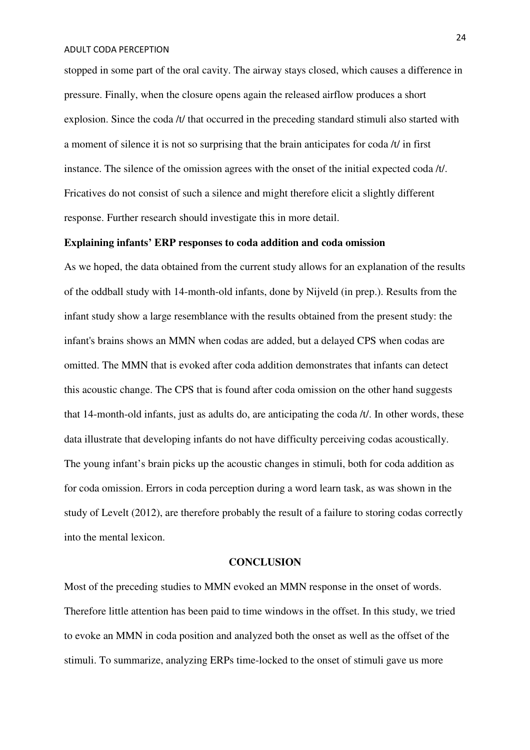stopped in some part of the oral cavity. The airway stays closed, which causes a difference in pressure. Finally, when the closure opens again the released airflow produces a short explosion. Since the coda /t/ that occurred in the preceding standard stimuli also started with a moment of silence it is not so surprising that the brain anticipates for coda /t/ in first instance. The silence of the omission agrees with the onset of the initial expected coda /t/. Fricatives do not consist of such a silence and might therefore elicit a slightly different response. Further research should investigate this in more detail.

**Explaining infants' ERP responses to coda addition and coda omission**

As we hoped, the data obtained from the current study allows for an explanation of the results of the oddball study with 14-month-old infants, done by Nijveld (in prep.). Results from the infant study show a large resemblance with the results obtained from the present study: the infant's brains shows an MMN when codas are added, but a delayed CPS when codas are omitted. The MMN that is evoked after coda addition demonstrates that infants can detect this acoustic change. The CPS that is found after coda omission on the other hand suggests that 14-month-old infants, just as adults do, are anticipating the coda /t/. In other words, these data illustrate that developing infants do not have difficulty perceiving codas acoustically. The young infant's brain picks up the acoustic changes in stimuli, both for coda addition as for coda omission. Errors in coda perception during a word learn task, as was shown in the study of Levelt (2012), are therefore probably the result of a failure to storing codas correctly into the mental lexicon.

## CONCLUSION

Most of the preceding studies to MMN evoked an MMN response in the onset of words. Therefore little attention has been paid to time windows in the offset. In this study, we tried to evoke an MMN in coda position and analyzed both the onset as well as the offset of the stimuli. To summarize, analyzing ERPs time-locked to the onset of stimuli gave us more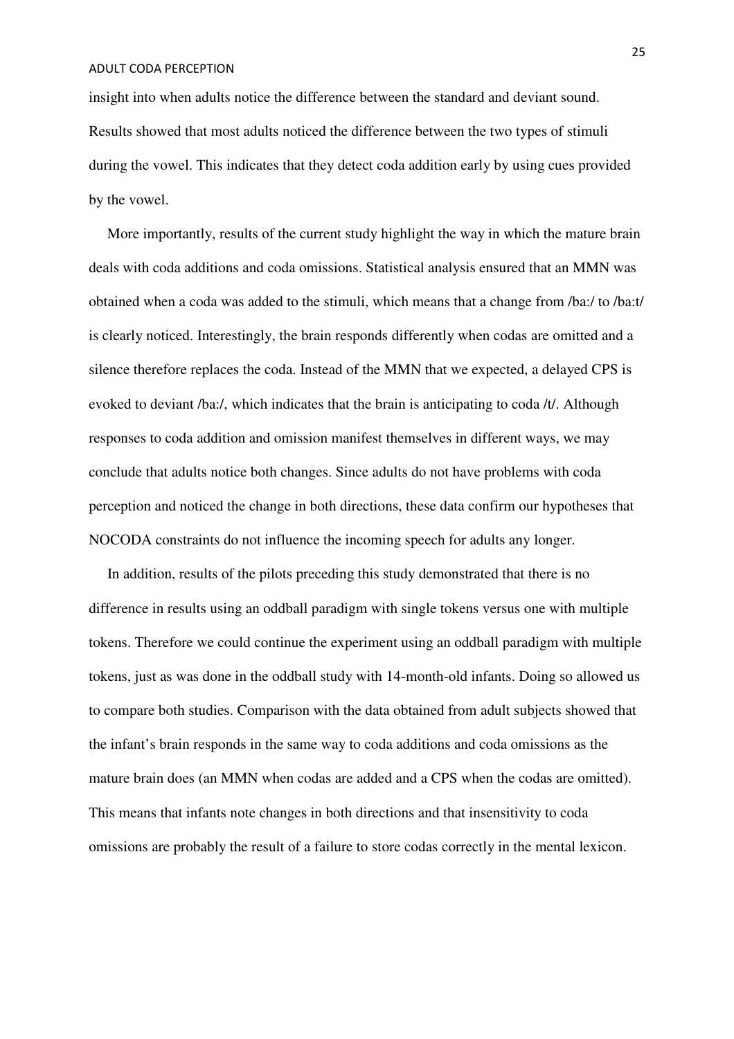insight into when adults notice the difference between the standard and deviant sound. Results showed that most adults noticed the difference between the two types of stimuli during the vowel. This indicates that they detect coda addition early by using cues provided by the vowel.

More importantly, results of the current study highlight the way in which the mature brain deals with coda additions and coda omissions. Statistical analysis ensured that an MMN was obtained when a coda was added to the stimuli, which means that a change from /ba:/ to /ba:t/ is clearly noticed. Interestingly, the brain responds differently when codas are omitted and a silence therefore replaces the coda. Instead of the MMN that we expected, a delayed CPS is evoked to deviant /ba:/, which indicates that the brain is anticipating to coda /t/. Although responses to coda addition and omission manifest themselves in different ways, we may conclude that adults notice both changes. Since adults do not have problems with coda perception and noticed the change in both directions, these data confirm our hypotheses that NOCODA constraints do not influence the incoming speech for adults any longer.

In addition, results of the pilots preceding this study demonstrated that there is no difference in results using an oddball paradigm with single tokens versus one with multiple tokens. Therefore we could continue the experiment using an oddball paradigm with multiple tokens, just as was done in the oddball study with 14-month-old infants. Doing so allowed us to compare both studies. Comparison with the data obtained from adult subjects showed that the infant's brain responds in the same way to coda additions and coda omissions as the mature brain does (an MMN when codas are added and a CPS when the codas are omitted). This means that infants note changes in both directions and that insensitivity to coda omissions are probably the result of a failure to store codas correctly in the mental lexicon.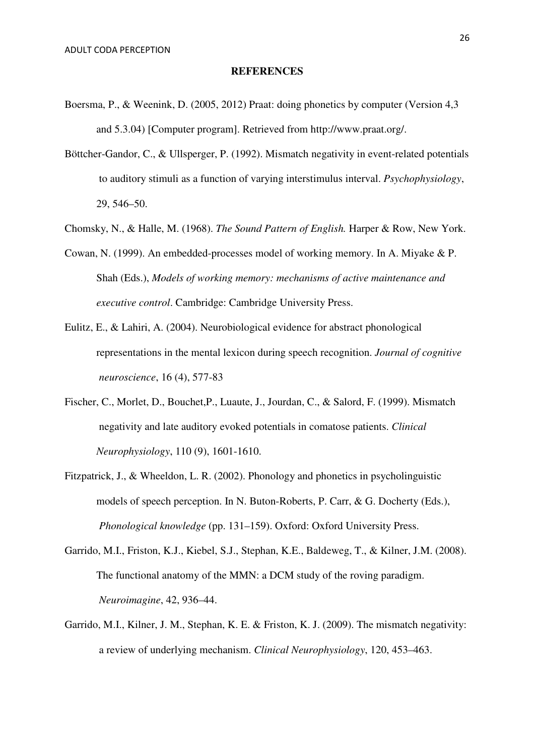**REFERENCES**

Boersma, P., & Weenink, D. (2005, 2012) Praat: doing phonetics by computer (Version 4,3 and 5.3.04) [Computer program]. Retrieved from http://www.praat.org/.

Böttcher-Gandor, C., & Ullsperger, P. (1992). Mismatch negativity in event-related potentials to auditory stimuli as a function of varying interstimulus interval. *Psychophysiology*, 29, 546–50.

Chomsky, N., & Halle, M. (1968). *The Sound Pattern of English.* Harper & Row, New York.

Cowan, N. (1999). An embedded-processes model of working memory. In A. Miyake & P. Shah (Eds.), *Models of working memory: mechanisms of active maintenance and executive control*. Cambridge: Cambridge University Press.

Eulitz, E., & Lahiri, A. (2004). Neurobiological evidence for abstract phonological representations in the mental lexicon during speech recognition. *Journal of cognitive neuroscience*, 16 (4), 577-83

Fischer, C., Morlet, D., Bouchet,P., Luaute, J., Jourdan, C., & Salord, F. (1999). Mismatch negativity and late auditory evoked potentials in comatose patients. *Clinical Neurophysiology*, 110 (9), 1601-1610.

Fitzpatrick, J., & Wheeldon, L. R. (2002). Phonology and phonetics in psycholinguistic models of speech perception. In N. Buton-Roberts, P. Carr, & G. Docherty (Eds.), *Phonological knowledge* (pp. 131–159). Oxford: Oxford University Press.

Garrido, M.I., Friston, K.J., Kiebel, S.J., Stephan, K.E., Baldeweg, T., & Kilner, J.M. (2008). The functional anatomy of the MMN: a DCM study of the roving paradigm. *Neuroimagine*, 42, 936–44.

Garrido, M.I., Kilner, J. M., Stephan, K. E. & Friston, K. J. (2009). The mismatch negativity: a review of underlying mechanism. *Clinical Neurophysiology*, 120, 453–463.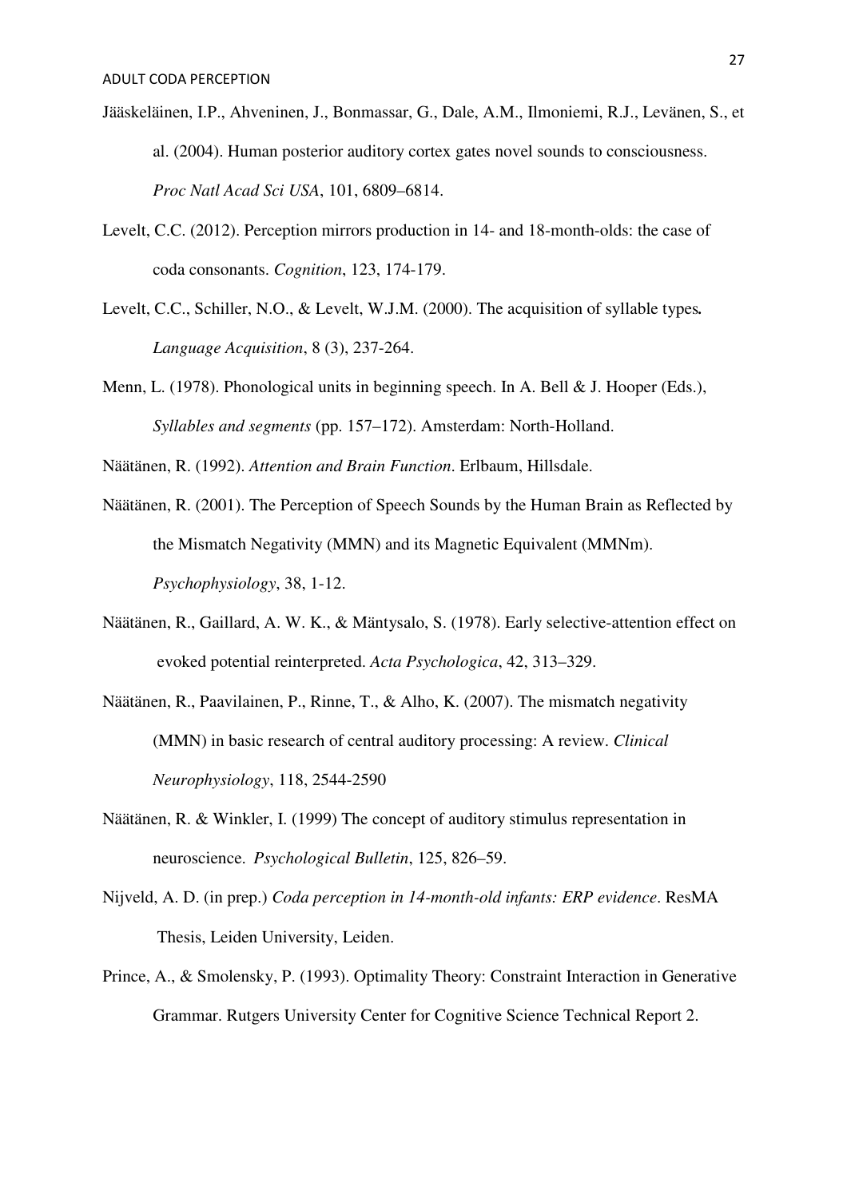Jääskeläinen, I.P., Ahveninen, J., Bonmassar, G., Dale, A.M., Ilmoniemi, R.J., Levänen, S., et al. (2004). Human posterior auditory cortex gates novel sounds to consciousness. *Proc Natl Acad Sci USA*, 101, 6809–6814.

Levelt, C.C. (2012). Perception mirrors production in 14- and 18-month-olds: the case of coda consonants. *Cognition*, 123, 174-179.

Levelt, C.C., Schiller, N.O., & Levelt, W.J.M. (2000). The acquisition of syllable types**.** *Language Acquisition*, 8 (3), 237-264.

Menn, L. (1978). Phonological units in beginning speech. In A. Bell & J. Hooper (Eds.), *Syllables and segments* (pp. 157–172). Amsterdam: North-Holland.

Näätänen, R. (1992). *Attention and Brain Function*. Erlbaum, Hillsdale.

Näätänen, R. (2001). The Perception of Speech Sounds by the Human Brain as Reflected by the Mismatch Negativity (MMN) and its Magnetic Equivalent (MMNm). *Psychophysiology*, 38, 1-12.

Näätänen, R., Gaillard, A. W. K., & Mäntysalo, S. (1978). Early selective-attention effect on evoked potential reinterpreted. *Acta Psychologica*, 42, 313–329.

Näätänen, R., Paavilainen, P., Rinne, T., & Alho, K. (2007). The mismatch negativity (MMN) in basic research of central auditory processing: A review. *Clinical Neurophysiology*, 118, 2544-2590

Näätänen, R. & Winkler, I. (1999) The concept of auditory stimulus representation in neuroscience. *Psychological Bulletin*, 125, 826–59.

Nijveld, A. D. (in prep.) *Coda perception in 14-month-old infants: ERP evidence*. ResMA Thesis, Leiden University, Leiden.

Prince, A., & Smolensky, P. (1993). Optimality Theory: Constraint Interaction in Generative Grammar. Rutgers University Center for Cognitive Science Technical Report 2.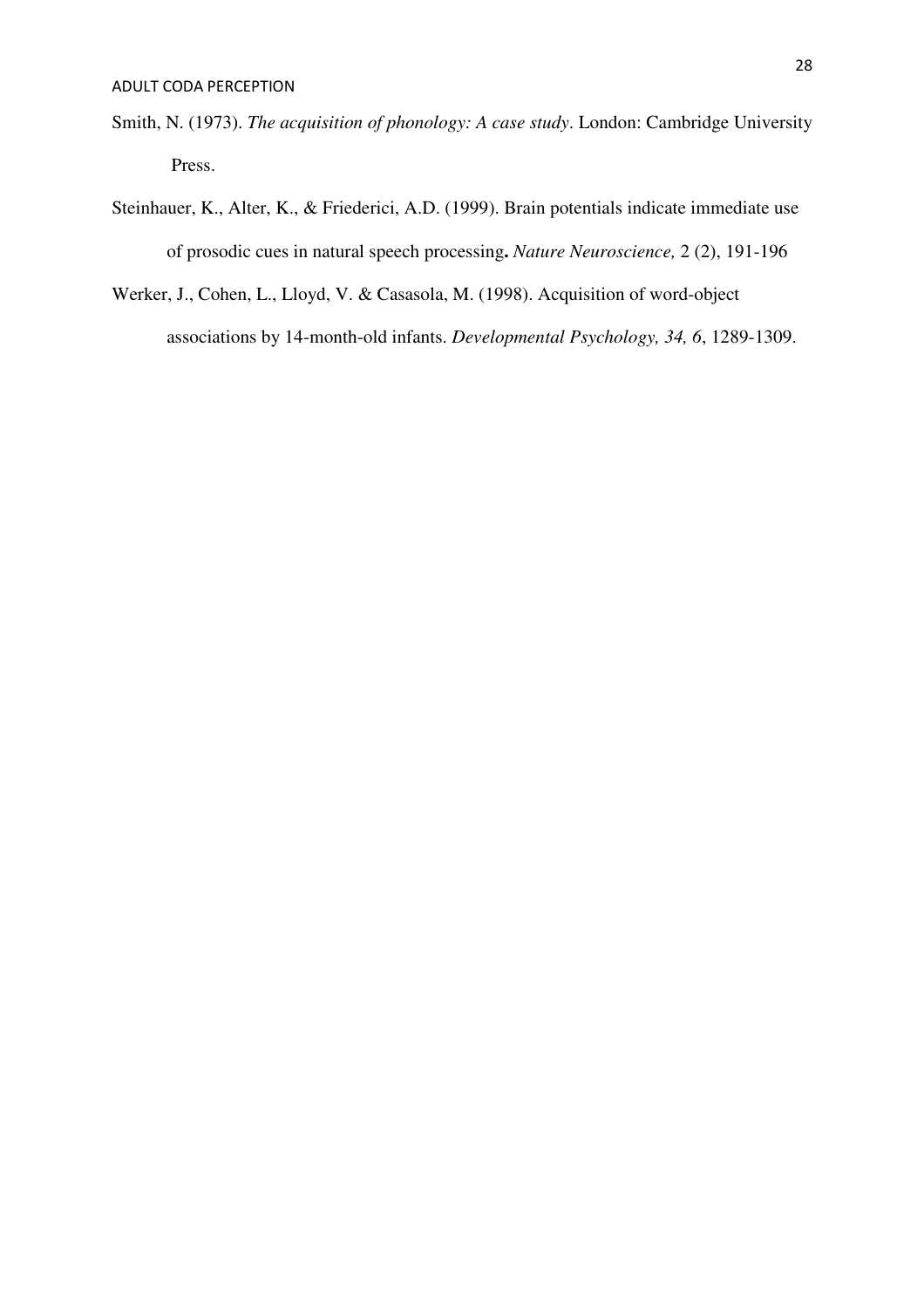Smith, N. (1973). *The acquisition of phonology: A case study*. London: Cambridge University Press.

Steinhauer, K., Alter, K., & Friederici, A.D. (1999). Brain potentials indicate immediate use of prosodic cues in natural speech processing**.** *Nature Neuroscience,* 2 (2), 191-196

Werker, J., Cohen, L., Lloyd, V. & Casasola, M. (1998). Acquisition of word-object associations by 14-month-old infants. *Developmental Psychology, 34, 6*, 1289-1309.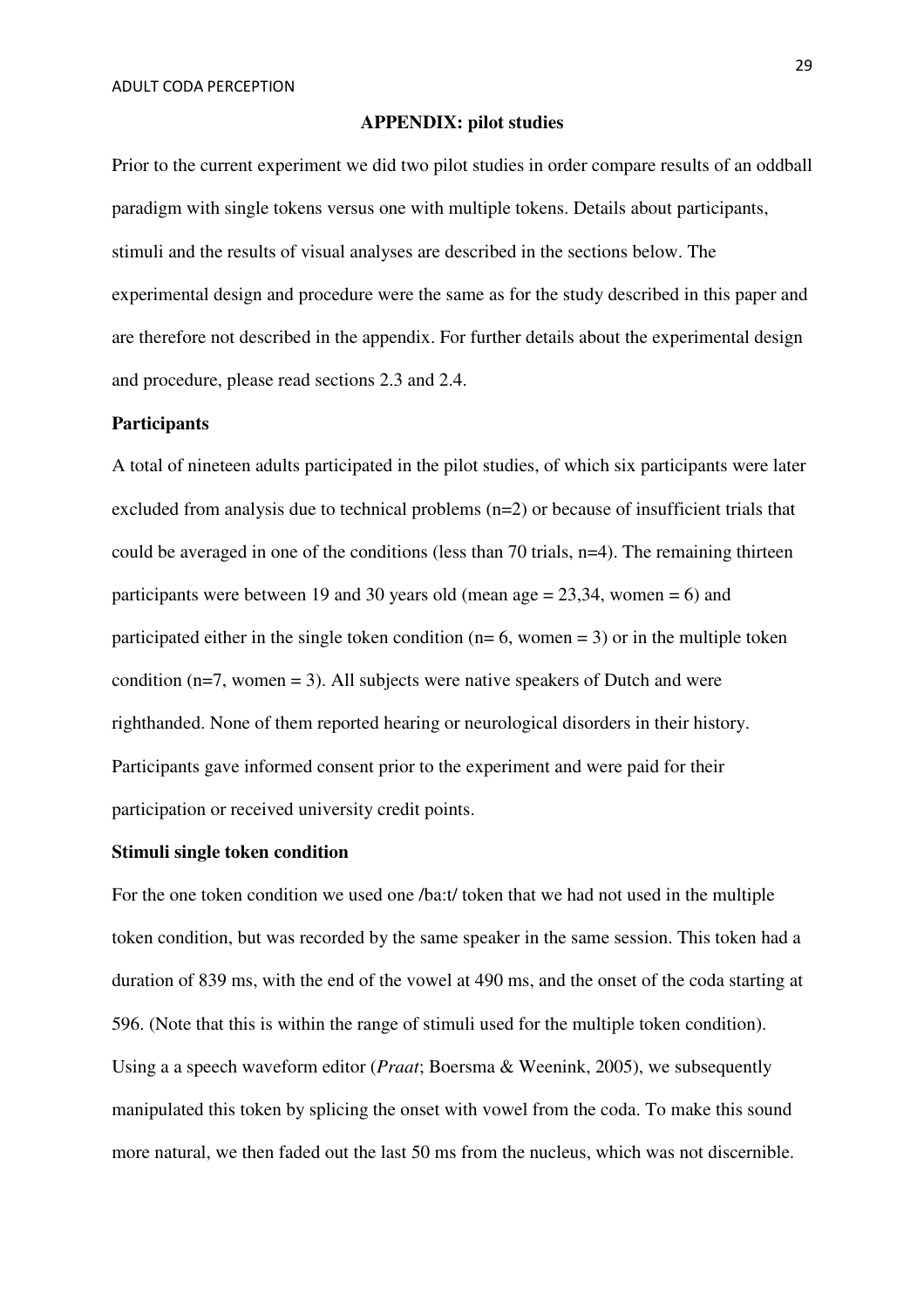## APPENDIX: pilot studies

Prior to the current experiment we did two pilot studies in order compare results of an oddball paradigm with single tokens versus one with multiple tokens. Details about participants, stimuli and the results of visual analyses are described in the sections below. The experimental design and procedure were the same as for the study described in this paper and are therefore not described in the appendix. For further details about the experimental design and procedure, please read sections 2.3 and 2.4.

### Participants

A total of nineteen adults participated in the pilot studies, of which six participants were later excluded from analysis due to technical problems (n=2) or because of insufficient trials that could be averaged in one of the conditions (less than 70 trials, n=4). The remaining thirteen participants were between 19 and 30 years old (mean age = 23,34, women = 6) and participated either in the single token condition (n= 6, women = 3) or in the multiple token condition (n=7, women = 3). All subjects were native speakers of Dutch and were righthanded. None of them reported hearing or neurological disorders in their history. Participants gave informed consent prior to the experiment and were paid for their participation or received university credit points.

### Stimuli single token condition

For the one token condition we used one /ba:t/ token that we had not used in the multiple token condition, but was recorded by the same speaker in the same session. This token had a duration of 839 ms, with the end of the vowel at 490 ms, and the onset of the coda starting at 596. (Note that this is within the range of stimuli used for the multiple token condition). Using a a speech waveform editor (*Praat*; Boersma & Weenink, 2005), we subsequently manipulated this token by splicing the onset with vowel from the coda. To make this sound more natural, we then faded out the last 50 ms from the nucleus, which was not discernible.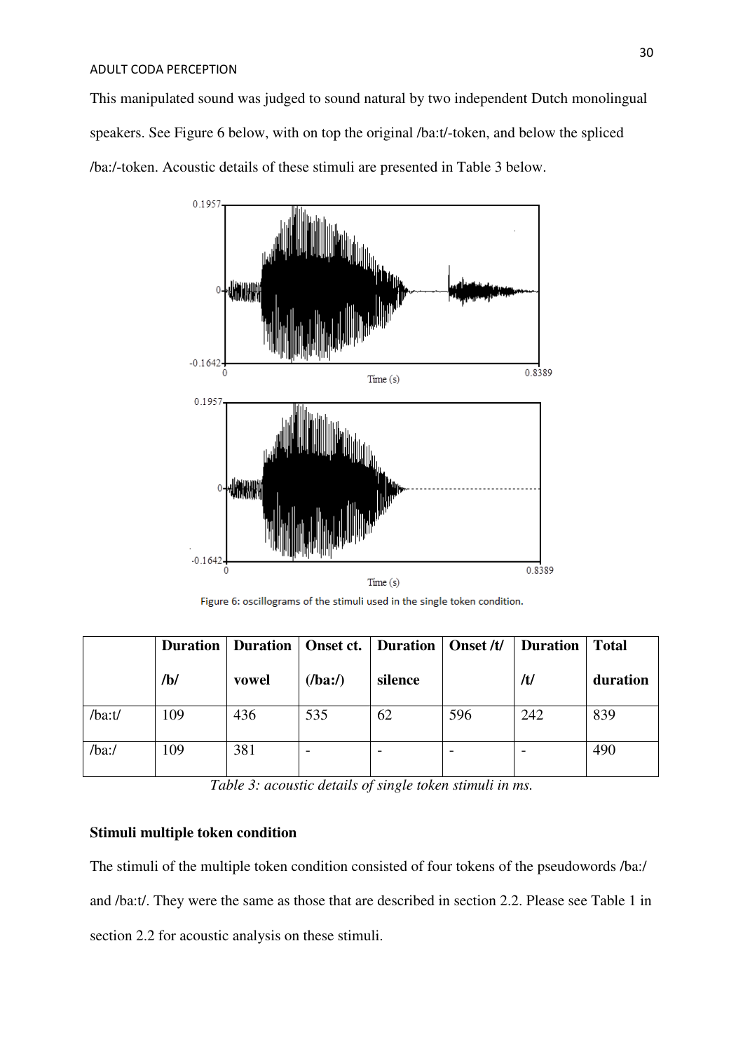This manipulated sound was judged to sound natural by two independent Dutch monolingual speakers. See Figure 6 below, with on top the original /ba:t/-token, and below the spliced /ba:/-token. Acoustic details of these stimuli are presented in Table 3 below.

Figure 6: oscillograms of the stimuli used in the single token condition.

| | Duration /b/ | Duration vowel | Onset ct. (/ba:/) | Duration silence | Onset /t/ | Duration /t/ | Total duration |
|---|---|---|---|---|---|---|---|
| /ba:t/ | 109 | 436 | 535 | 62 | 596 | 242 | 839 |
| /ba:/ | 109 | 381 | - | - | - | - | 490 |

*Table 3: acoustic details of single token stimuli in ms.*

**Stimuli multiple token condition**

The stimuli of the multiple token condition consisted of four tokens of the pseudowords /ba:/ and /ba:t/. They were the same as those that are described in section 2.2. Please see Table 1 in section 2.2 for acoustic analysis on these stimuli.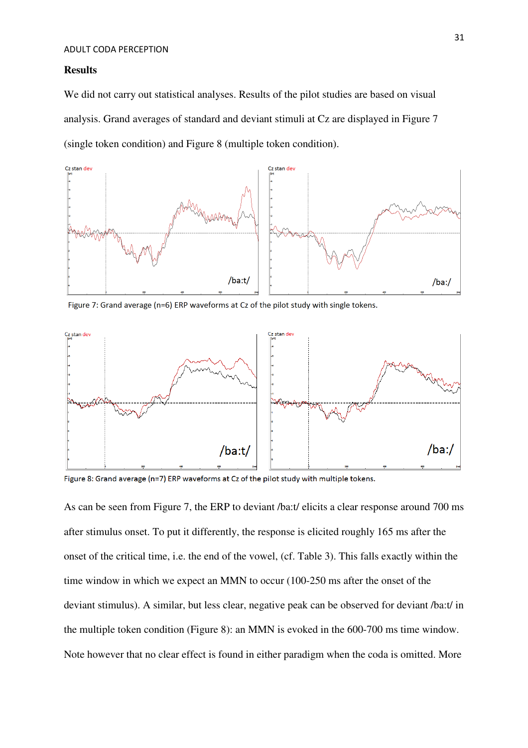## Results

We did not carry out statistical analyses. Results of the pilot studies are based on visual analysis. Grand averages of standard and deviant stimuli at Cz are displayed in Figure 7 (single token condition) and Figure 8 (multiple token condition).

Figure 7: Grand average (n=6) ERP waveforms at Cz of the pilot study with single tokens.

Figure 8: Grand average (n=7) ERP waveforms at Cz of the pilot study with multiple tokens.

As can be seen from Figure 7, the ERP to deviant /ba:t/ elicits a clear response around 700 ms after stimulus onset. To put it differently, the response is elicited roughly 165 ms after the onset of the critical time, i.e. the end of the vowel, (cf. Table 3). This falls exactly within the time window in which we expect an MMN to occur (100-250 ms after the onset of the deviant stimulus). A similar, but less clear, negative peak can be observed for deviant /ba:t/ in the multiple token condition (Figure 8): an MMN is evoked in the 600-700 ms time window. Note however that no clear effect is found in either paradigm when the coda is omitted. More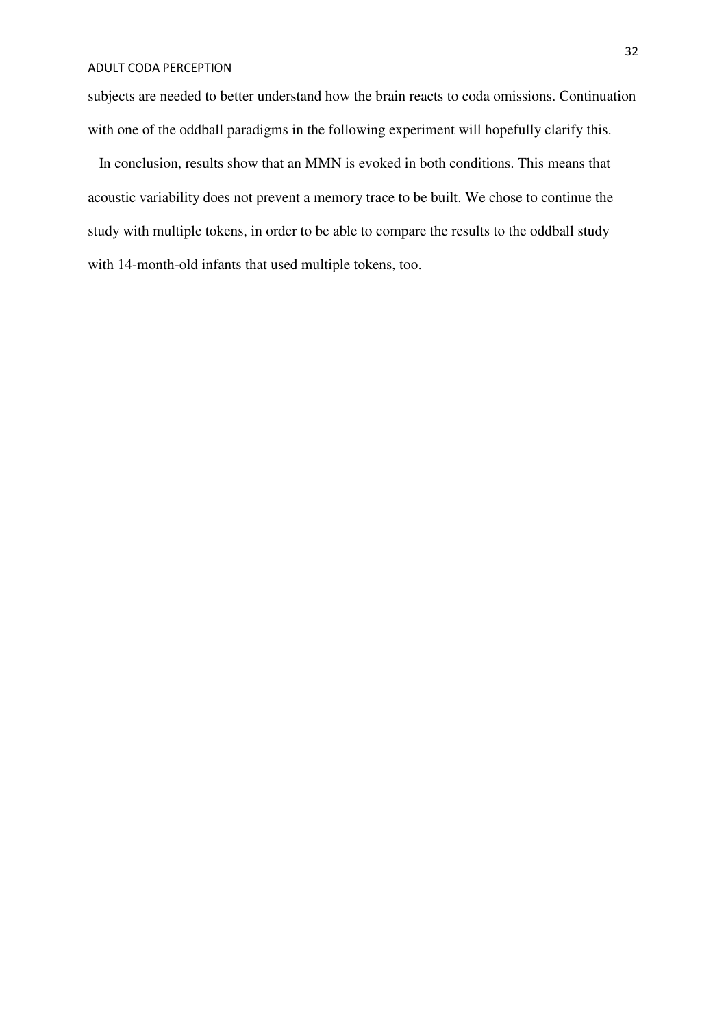subjects are needed to better understand how the brain reacts to coda omissions. Continuation with one of the oddball paradigms in the following experiment will hopefully clarify this.

In conclusion, results show that an MMN is evoked in both conditions. This means that acoustic variability does not prevent a memory trace to be built. We chose to continue the study with multiple tokens, in order to be able to compare the results to the oddball study with 14-month-old infants that used multiple tokens, too.